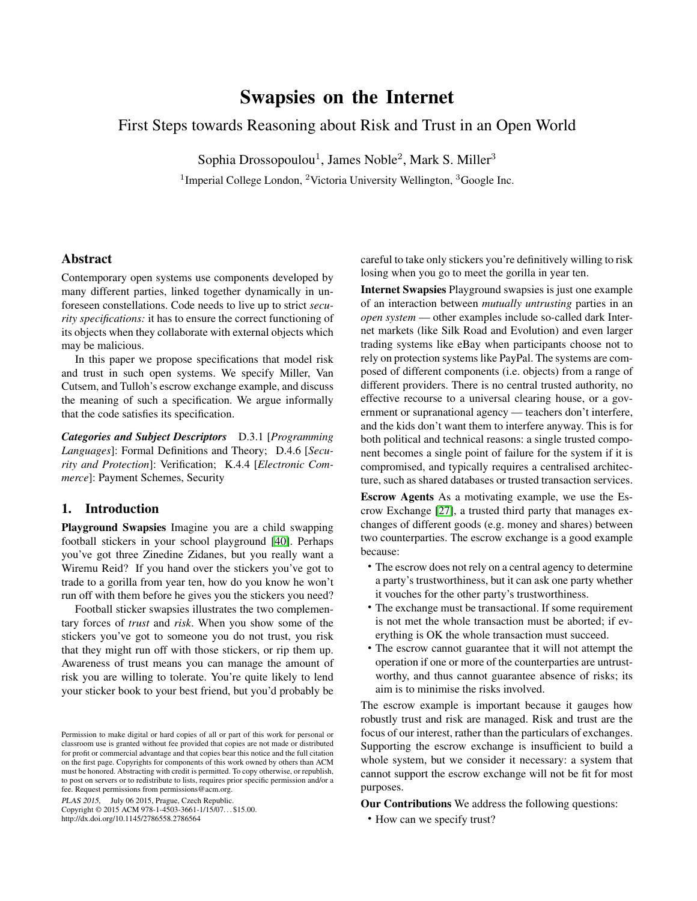# Swapsies on the Internet

## First Steps towards Reasoning about Risk and Trust in an Open World

Sophia Drossopoulou[1], James Noble[2], Mark S. Miller[3]

[1]Imperial College London, [2]Victoria University Wellington, [3]Google Inc.

## Abstract

Contemporary open systems use components developed by many different parties, linked together dynamically in unforeseen constellations. Code needs to live up to strict *security specifications:* it has to ensure the correct functioning of its objects when they collaborate with external objects which may be malicious.

In this paper we propose specifications that model risk and trust in such open systems. We specify Miller, Van Cutsem, and Tulloh's escrow exchange example, and discuss the meaning of such a specification. We argue informally that the code satisfies its specification.

***Categories and Subject Descriptors*** D.3.1 [*Programming Languages*]: Formal Definitions and Theory; D.4.6 [*Security and Protection*]: Verification; K.4.4 [*Electronic Commerce*]: Payment Schemes, Security

## 1. Introduction

**Playground Swapsies** Imagine you are a child swapping football stickers in your school playground [40]. Perhaps you've got three Zinedine Zidanes, but you really want a Wiremu Reid? If you hand over the stickers you've got to trade to a gorilla from year ten, how do you know he won't run off with them before he gives you the stickers you need?

Football sticker swapsies illustrates the two complementary forces of *trust* and *risk*. When you show some of the stickers you've got to someone you do not trust, you risk that they might run off with those stickers, or rip them up. Awareness of trust means you can manage the amount of risk you are willing to tolerate. You're quite likely to lend your sticker book to your best friend, but you'd probably be careful to take only stickers you're definitively willing to risk losing when you go to meet the gorilla in year ten.

**Internet Swapsies** Playground swapsies is just one example of an interaction between *mutually untrusting* parties in an *open system* — other examples include so-called dark Internet markets (like Silk Road and Evolution) and even larger trading systems like eBay when participants choose not to rely on protection systems like PayPal. The systems are composed of different components (i.e. objects) from a range of different providers. There is no central trusted authority, no effective recourse to a universal clearing house, or a government or supranational agency — teachers don't interfere, and the kids don't want them to interfere anyway. This is for both political and technical reasons: a single trusted component becomes a single point of failure for the system if it is compromised, and typically requires a centralised architecture, such as shared databases or trusted transaction services.

**Escrow Agents** As a motivating example, we use the Escrow Exchange [27], a trusted third party that manages exchanges of different goods (e.g. money and shares) between two counterparties. The escrow exchange is a good example because:

- The escrow does not rely on a central agency to determine a party's trustworthiness, but it can ask one party whether it vouches for the other party's trustworthiness.
- The exchange must be transactional. If some requirement is not met the whole transaction must be aborted; if everything is OK the whole transaction must succeed.
- The escrow cannot guarantee that it will not attempt the operation if one or more of the counterparties are untrustworthy, and thus cannot guarantee absence of risks; its aim is to minimise the risks involved.

The escrow example is important because it gauges how robustly trust and risk are managed. Risk and trust are the focus of our interest, rather than the particulars of exchanges. Supporting the escrow exchange is insufficient to build a whole system, but we consider it necessary: a system that cannot support the escrow exchange will not be fit for most purposes.

**Our Contributions** We address the following questions:

- How can we specify trust?

Permission to make digital or hard copies of all or part of this work for personal or classroom use is granted without fee provided that copies are not made or distributed for profit or commercial advantage and that copies bear this notice and the full citation on the first page. Copyrights for components of this work owned by others than ACM must be honored. Abstracting with credit is permitted. To copy otherwise, or republish, to post on servers or to redistribute to lists, requires prior specific permission and/or a fee. Request permissions from permissions@acm.org.

*PLAS 2015*, July 06 2015, Prague, Czech Republic.
Copyright © 2015 ACM 978-1-4503-3661-1/15/07…$15.00.
http://dx.doi.org/10.1145/2786558.2786564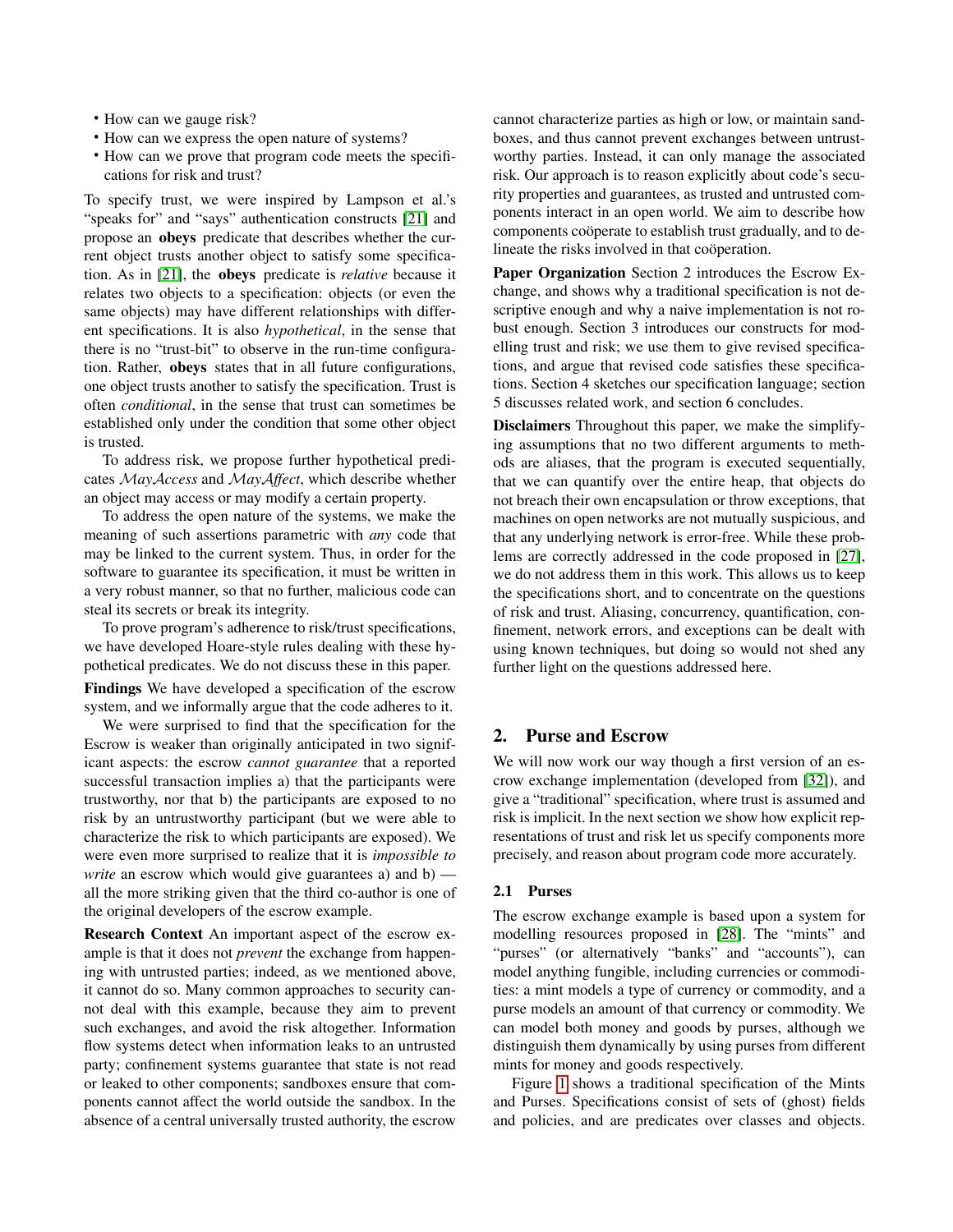- How can we gauge risk?
- How can we express the open nature of systems?
- How can we prove that program code meets the specifications for risk and trust?

To specify trust, we were inspired by Lampson et al.'s "speaks for" and "says" authentication constructs [21] and propose an **obeys** predicate that describes whether the current object trusts another object to satisfy some specification. As in [21], the **obeys** predicate is *relative* because it relates two objects to a specification: objects (or even the same objects) may have different relationships with different specifications. It is also *hypothetical*, in the sense that there is no "trust-bit" to observe in the run-time configuration. Rather, **obeys** states that in all future configurations, one object trusts another to satisfy the specification. Trust is often *conditional*, in the sense that trust can sometimes be established only under the condition that some other object is trusted.

To address risk, we propose further hypothetical predicates $\mathcal{M}ay\mathcal{A}ccess$ and $\mathcal{M}ay\mathcal{A}ffect$, which describe whether an object may access or may modify a certain property.

To address the open nature of the systems, we make the meaning of such assertions parametric with *any* code that may be linked to the current system. Thus, in order for the software to guarantee its specification, it must be written in a very robust manner, so that no further, malicious code can steal its secrets or break its integrity.

To prove program's adherence to risk/trust specifications, we have developed Hoare-style rules dealing with these hypothetical predicates. We do not discuss these in this paper.

**Findings** We have developed a specification of the escrow system, and we informally argue that the code adheres to it.

We were surprised to find that the specification for the Escrow is weaker than originally anticipated in two significant aspects: the escrow *cannot guarantee* that a reported successful transaction implies a) that the participants were trustworthy, nor that b) the participants are exposed to no risk by an untrustworthy participant (but we were able to characterize the risk to which participants are exposed). We were even more surprised to realize that it is *impossible to write* an escrow which would give guarantees a) and b) — all the more striking given that the third co-author is one of the original developers of the escrow example.

**Research Context** An important aspect of the escrow example is that it does not *prevent* the exchange from happening with untrusted parties; indeed, as we mentioned above, it cannot do so. Many common approaches to security cannot deal with this example, because they aim to prevent such exchanges, and avoid the risk altogether. Information flow systems detect when information leaks to an untrusted party; confinement systems guarantee that state is not read or leaked to other components; sandboxes ensure that components cannot affect the world outside the sandbox. In the absence of a central universally trusted authority, the escrow cannot characterize parties as high or low, or maintain sandboxes, and thus cannot prevent exchanges between untrustworthy parties. Instead, it can only manage the associated risk. Our approach is to reason explicitly about code's security properties and guarantees, as trusted and untrusted components interact in an open world. We aim to describe how components coöperate to establish trust gradually, and to delineate the risks involved in that coöperation.

**Paper Organization** Section 2 introduces the Escrow Exchange, and shows why a traditional specification is not descriptive enough and why a naive implementation is not robust enough. Section 3 introduces our constructs for modelling trust and risk; we use them to give revised specifications, and argue that revised code satisfies these specifications. Section 4 sketches our specification language; section 5 discusses related work, and section 6 concludes.

**Disclaimers** Throughout this paper, we make the simplifying assumptions that no two different arguments to methods are aliases, that the program is executed sequentially, that we can quantify over the entire heap, that objects do not breach their own encapsulation or throw exceptions, that machines on open networks are not mutually suspicious, and that any underlying network is error-free. While these problems are correctly addressed in the code proposed in [27], we do not address them in this work. This allows us to keep the specifications short, and to concentrate on the questions of risk and trust. Aliasing, concurrency, quantification, confinement, network errors, and exceptions can be dealt with using known techniques, but doing so would not shed any further light on the questions addressed here.

## 2. Purse and Escrow

We will now work our way though a first version of an escrow exchange implementation (developed from [32]), and give a "traditional" specification, where trust is assumed and risk is implicit. In the next section we show how explicit representations of trust and risk let us specify components more precisely, and reason about program code more accurately.

### 2.1 Purses

The escrow exchange example is based upon a system for modelling resources proposed in [28]. The "mints" and "purses" (or alternatively "banks" and "accounts"), can model anything fungible, including currencies or commodities: a mint models a type of currency or commodity, and a purse models an amount of that currency or commodity. We can model both money and goods by purses, although we distinguish them dynamically by using purses from different mints for money and goods respectively.

Figure 1 shows a traditional specification of the Mints and Purses. Specifications consist of sets of (ghost) fields and policies, and are predicates over classes and objects.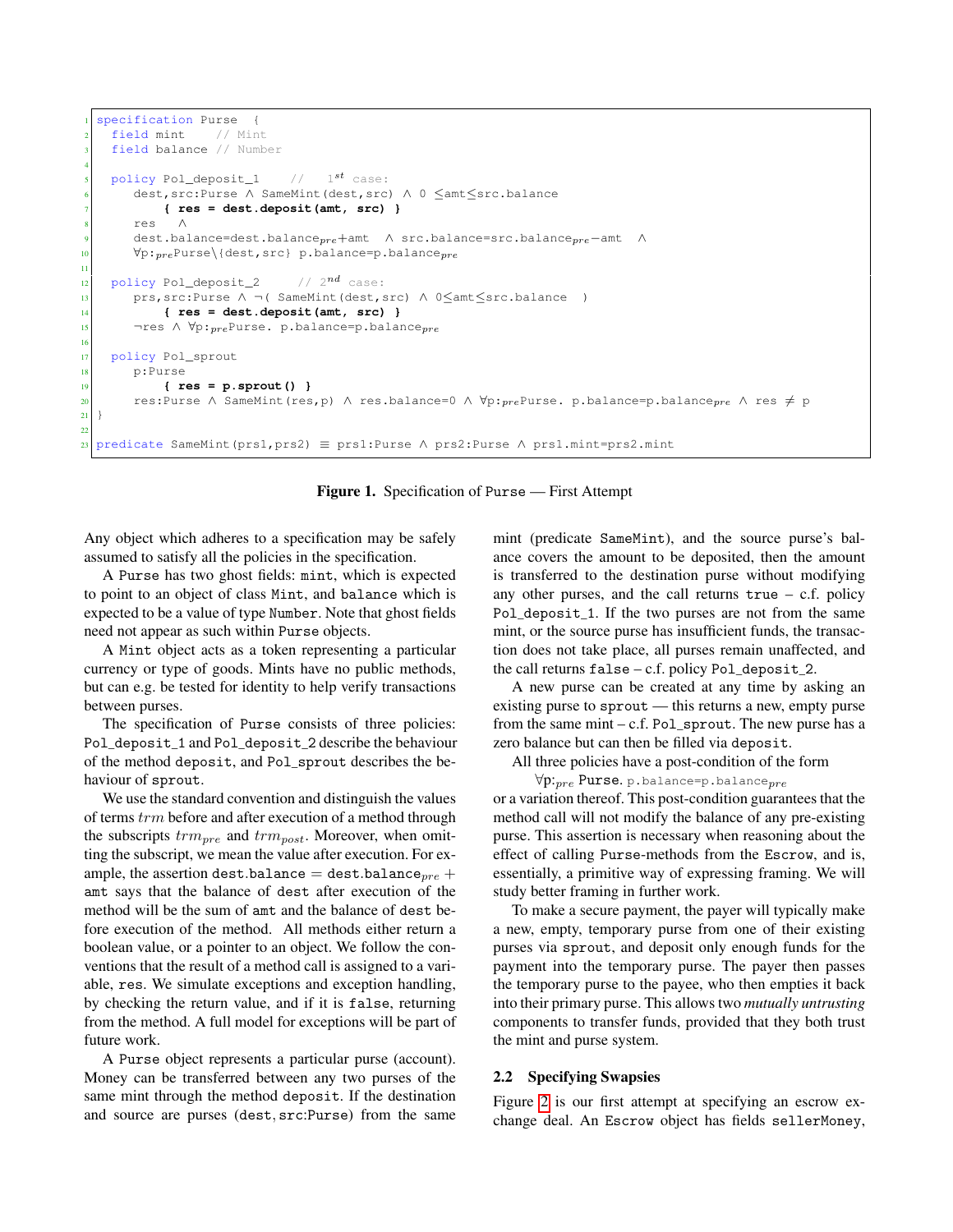```
specification Purse  {
  field mint    // Mint
  field balance // Number

  policy Pol_deposit_1    //   1st case:
     dest,src:Purse ∧ SameMint(dest,src) ∧ 0 ≤amt≤src.balance
          { res = dest.deposit(amt, src) }
     res   ∧
     dest.balance=dest.balance_pre+amt  ∧ src.balance=src.balance_pre−amt  ∧
     ∀p:_pre Purse\{dest,src} p.balance=p.balance_pre

  policy Pol_deposit_2     // 2nd case:
     prs,src:Purse ∧ ¬( SameMint(dest,src) ∧ 0≤amt≤src.balance  )
          { res = dest.deposit(amt, src) }
     ¬res ∧ ∀p:_pre Purse. p.balance=p.balance_pre

  policy Pol_sprout
     p:Purse
          { res = p.sprout() }
     res:Purse ∧ SameMint(res,p) ∧ res.balance=0 ∧ ∀p:_pre Purse. p.balance=p.balance_pre ∧ res ≠ p
}

predicate SameMint(prs1,prs2) ≡ prs1:Purse ∧ prs2:Purse ∧ prs1.mint=prs2.mint
```

**Figure 1.** Specification of Purse — First Attempt

Any object which adheres to a specification may be safely assumed to satisfy all the policies in the specification.

A Purse has two ghost fields: mint, which is expected to point to an object of class Mint, and balance which is expected to be a value of type Number. Note that ghost fields need not appear as such within Purse objects.

A Mint object acts as a token representing a particular currency or type of goods. Mints have no public methods, but can e.g. be tested for identity to help verify transactions between purses.

The specification of Purse consists of three policies: Pol_deposit_1 and Pol_deposit_2 describe the behaviour of the method deposit, and Pol_sprout describes the behaviour of sprout.

We use the standard convention and distinguish the values of terms $trm$ before and after execution of a method through the subscripts $trm_{pre}$ and $trm_{post}$. Moreover, when omitting the subscript, we mean the value after execution. For example, the assertion $\texttt{dest.balance} = \texttt{dest.balance}_{pre} + \texttt{amt}$ says that the balance of dest after execution of the method will be the sum of amt and the balance of dest before execution of the method. All methods either return a boolean value, or a pointer to an object. We follow the conventions that the result of a method call is assigned to a variable, res. We simulate exceptions and exception handling, by checking the return value, and if it is false, returning from the method. A full model for exceptions will be part of future work.

A Purse object represents a particular purse (account). Money can be transferred between any two purses of the same mint through the method deposit. If the destination and source are purses (dest, src:Purse) from the same mint (predicate SameMint), and the source purse's balance covers the amount to be deposited, then the amount is transferred to the destination purse without modifying any other purses, and the call returns true – c.f. policy Pol_deposit_1. If the two purses are not from the same mint, or the source purse has insufficient funds, the transaction does not take place, all purses remain unaffected, and the call returns false – c.f. policy Pol_deposit_2.

A new purse can be created at any time by asking an existing purse to sprout — this returns a new, empty purse from the same mint – c.f. Pol_sprout. The new purse has a zero balance but can then be filled via deposit.

All three policies have a post-condition of the form

$\forall \texttt{p}:_{pre}$ Purse. $\texttt{p.balance}=\texttt{p.balance}_{pre}$

or a variation thereof. This post-condition guarantees that the method call will not modify the balance of any pre-existing purse. This assertion is necessary when reasoning about the effect of calling Purse-methods from the Escrow, and is, essentially, a primitive way of expressing framing. We will study better framing in further work.

To make a secure payment, the payer will typically make a new, empty, temporary purse from one of their existing purses via sprout, and deposit only enough funds for the payment into the temporary purse. The payer then passes the temporary purse to the payee, who then empties it back into their primary purse. This allows two *mutually untrusting* components to transfer funds, provided that they both trust the mint and purse system.

### 2.2 Specifying Swapsies

Figure 2 is our first attempt at specifying an escrow exchange deal. An Escrow object has fields sellerMoney,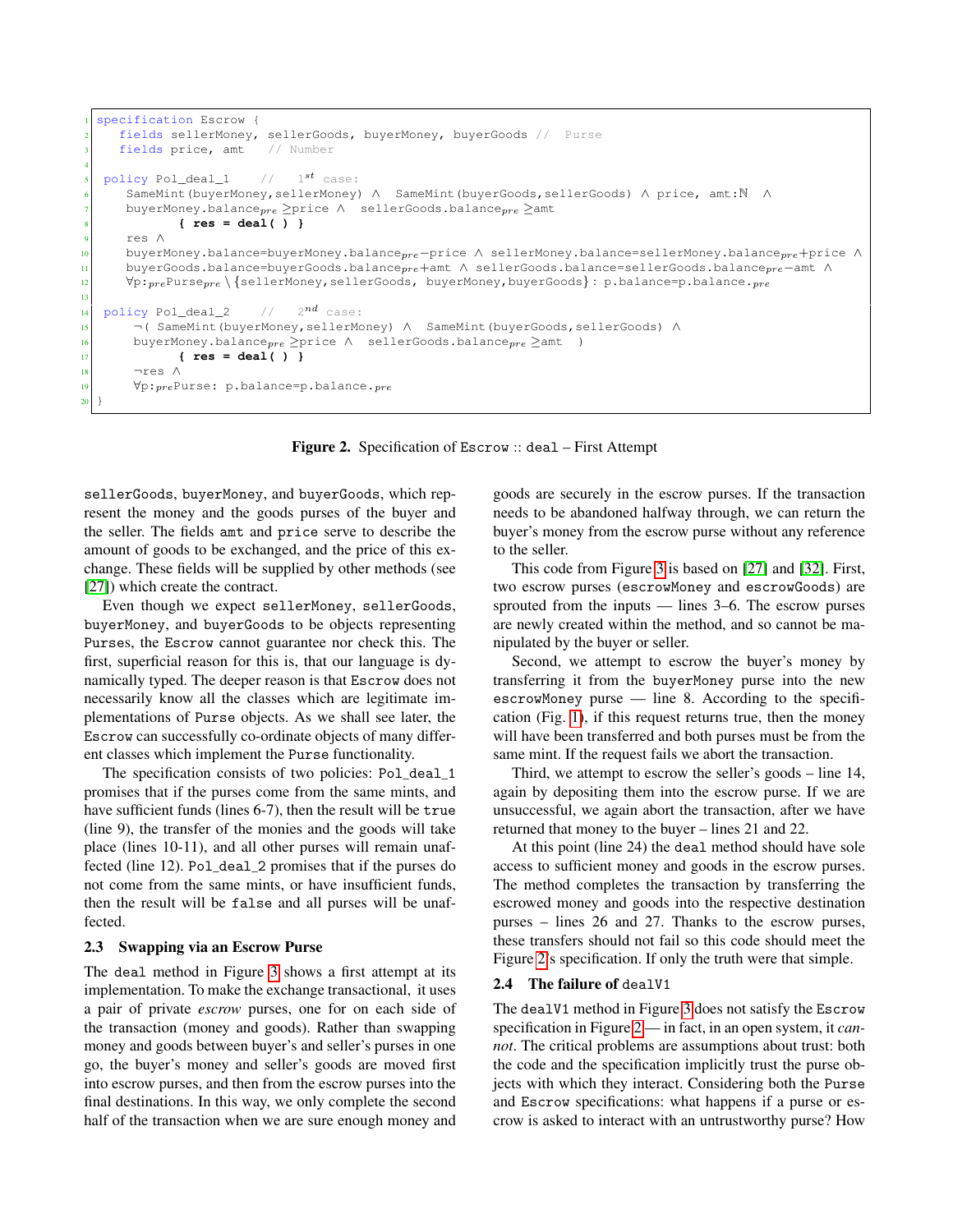```
1  specification Escrow {
2     fields sellerMoney, sellerGoods, buyerMoney, buyerGoods //  Purse
3     fields price, amt   // Number
4
5   policy Pol_deal_1    //   1st case:
6      SameMint(buyerMoney,sellerMoney) ∧  SameMint(buyerGoods,sellerGoods) ∧ price, amt:ℕ  ∧
7      buyerMoney.balance_pre ≥price ∧  sellerGoods.balance_pre ≥amt
8            { res = deal( ) }
9      res ∧
10     buyerMoney.balance=buyerMoney.balance_pre−price ∧ sellerMoney.balance=sellerMoney.balance_pre+price ∧
11     buyerGoods.balance=buyerGoods.balance_pre+amt ∧ sellerGoods.balance=sellerGoods.balance_pre−amt ∧
12     ∀p:_pre Purse_pre \ {sellerMoney,sellerGoods, buyerMoney,buyerGoods}: p.balance=p.balance._pre
13
14  policy Pol_deal_2    //   2nd case:
15      ¬( SameMint(buyerMoney,sellerMoney) ∧  SameMint(buyerGoods,sellerGoods) ∧
16      buyerMoney.balance_pre ≥price ∧  sellerGoods.balance_pre ≥amt   )
17            { res = deal( ) }
18      ¬res ∧
19      ∀p:_pre Purse: p.balance=p.balance._pre
20 }
```

**Figure 2.** Specification of `Escrow` :: `deal` – First Attempt

`sellerGoods`, `buyerMoney`, and `buyerGoods`, which represent the money and the goods purses of the buyer and the seller. The fields `amt` and `price` serve to describe the amount of goods to be exchanged, and the price of this exchange. These fields will be supplied by other methods (see [27]) which create the contract.

Even though we expect `sellerMoney`, `sellerGoods`, `buyerMoney`, and `buyerGoods` to be objects representing `Purses`, the `Escrow` cannot guarantee nor check this. The first, superficial reason for this is, that our language is dynamically typed. The deeper reason is that `Escrow` does not necessarily know all the classes which are legitimate implementations of `Purse` objects. As we shall see later, the `Escrow` can successfully co-ordinate objects of many different classes which implement the `Purse` functionality.

The specification consists of two policies: `Pol_deal_1` promises that if the purses come from the same mints, and have sufficient funds (lines 6-7), then the result will be `true` (line 9), the transfer of the monies and the goods will take place (lines 10-11), and all other purses will remain unaffected (line 12). `Pol_deal_2` promises that if the purses do not come from the same mints, or have insufficient funds, then the result will be `false` and all purses will be unaffected.

### 2.3 Swapping via an Escrow Purse

The `deal` method in Figure 3 shows a first attempt at its implementation. To make the exchange transactional, it uses a pair of private *escrow* purses, one for on each side of the transaction (money and goods). Rather than swapping money and goods between buyer's and seller's purses in one go, the buyer's money and seller's goods are moved first into escrow purses, and then from the escrow purses into the final destinations. In this way, we only complete the second half of the transaction when we are sure enough money and goods are securely in the escrow purses. If the transaction needs to be abandoned halfway through, we can return the buyer's money from the escrow purse without any reference to the seller.

This code from Figure 3 is based on [27] and [32]. First, two escrow purses (`escrowMoney` and `escrowGoods`) are sprouted from the inputs — lines 3–6. The escrow purses are newly created within the method, and so cannot be manipulated by the buyer or seller.

Second, we attempt to escrow the buyer's money by transferring it from the `buyerMoney` purse into the new `escrowMoney` purse — line 8. According to the specification (Fig. 1), if this request returns true, then the money will have been transferred and both purses must be from the same mint. If the request fails we abort the transaction.

Third, we attempt to escrow the seller's goods – line 14, again by depositing them into the escrow purse. If we are unsuccessful, we again abort the transaction, after we have returned that money to the buyer – lines 21 and 22.

At this point (line 24) the `deal` method should have sole access to sufficient money and goods in the escrow purses. The method completes the transaction by transferring the escrowed money and goods into the respective destination purses – lines 26 and 27. Thanks to the escrow purses, these transfers should not fail so this code should meet the Figure 2's specification. If only the truth were that simple.

### 2.4 The failure of `dealV1`

The `dealV1` method in Figure 3 does not satisfy the `Escrow` specification in Figure 2— in fact, in an open system, it *cannot*. The critical problems are assumptions about trust: both the code and the specification implicitly trust the purse objects with which they interact. Considering both the `Purse` and `Escrow` specifications: what happens if a purse or escrow is asked to interact with an untrustworthy purse? How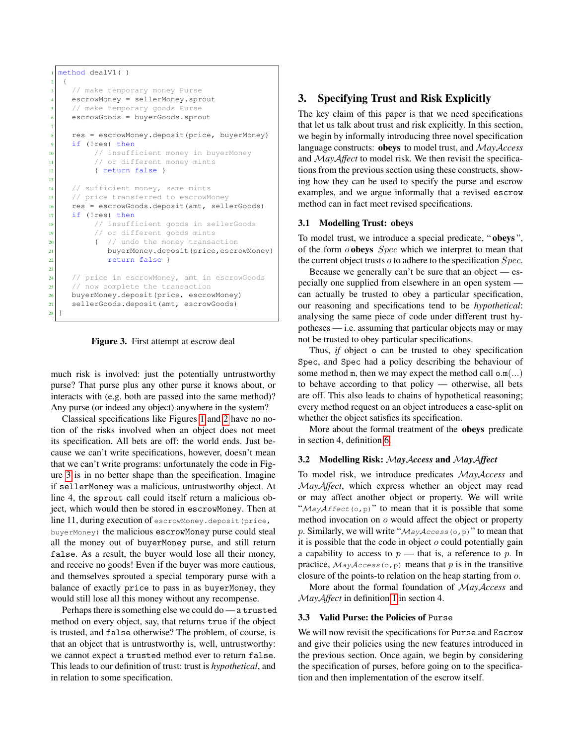```
method dealV1( )
 {
   // make temporary money Purse
   escrowMoney = sellerMoney.sprout
   // make temporary goods Purse
   escrowGoods = buyerGoods.sprout

   res = escrowMoney.deposit(price, buyerMoney)
   if (!res) then
        // insufficient money in buyerMoney
        // or different money mints
        { return false }

   // sufficient money, same mints
   // price transferred to escrowMoney
   res = escrowGoods.deposit(amt, sellerGoods)
   if (!res) then
        // insufficient goods in sellerGoods
        // or different goods mints
        {  // undo the money transaction
           buyerMoney.deposit(price,escrowMoney)
           return false }

   // price in escrowMoney, amt in escrowGoods
   // now complete the transaction
   buyerMoney.deposit(price, escrowMoney)
   sellerGoods.deposit(amt, escrowGoods)
}
```

**Figure 3.** First attempt at escrow deal

much risk is involved: just the potentially untrustworthy purse? That purse plus any other purse it knows about, or interacts with (e.g. both are passed into the same method)? Any purse (or indeed any object) anywhere in the system?

Classical specifications like Figures 1 and 2 have no notion of the risks involved when an object does not meet its specification. All bets are off: the world ends. Just because we can't write specifications, however, doesn't mean that we can't write programs: unfortunately the code in Figure 3 is in no better shape than the specification. Imagine if `sellerMoney` was a malicious, untrustworthy object. At line 4, the `sprout` call could itself return a malicious object, which would then be stored in `escrowMoney`. Then at line 11, during execution of `escrowMoney.deposit(price, buyerMoney)` the malicious `escrowMoney` purse could steal all the money out of `buyerMoney` purse, and still return `false`. As a result, the buyer would lose all their money, and receive no goods! Even if the buyer was more cautious, and themselves sprouted a special temporary purse with a balance of exactly `price` to pass in as `buyerMoney`, they would still lose all this money without any recompense.

Perhaps there is something else we could do — a `trusted` method on every object, say, that returns `true` if the object is trusted, and `false` otherwise? The problem, of course, is that an object that is untrustworthy is, well, untrustworthy: we cannot expect a `trusted` method ever to return `false`. This leads to our definition of trust: trust is *hypothetical*, and in relation to some specification.

## 3. Specifying Trust and Risk Explicitly

The key claim of this paper is that we need specifications that let us talk about trust and risk explicitly. In this section, we begin by informally introducing three novel specification language constructs: **obeys** to model trust, and $\mathcal{MayAccess}$ and $\mathcal{MayAffect}$ to model risk. We then revisit the specifications from the previous section using these constructs, showing how they can be used to specify the purse and escrow examples, and we argue informally that a revised `escrow` method can in fact meet revised specifications.

### 3.1 Modelling Trust: obeys

To model trust, we introduce a special predicate, "**obeys**", of the form $o$ **obeys** $Spec$ which we interpret to mean that the current object trusts $o$ to adhere to the specification $Spec$.

Because we generally can't be sure that an object — especially one supplied from elsewhere in an open system — can actually be trusted to obey a particular specification, our reasoning and specifications tend to be *hypothetical*: analysing the same piece of code under different trust hypotheses — i.e. assuming that particular objects may or may not be trusted to obey particular specifications.

Thus, *if* object `o` can be trusted to obey specification `Spec`, and `Spec` had a policy describing the behaviour of some method `m`, then we may expect the method call `o.m(...)` to behave according to that policy — otherwise, all bets are off. This also leads to chains of hypothetical reasoning; every method request on an object introduces a case-split on whether the object satisfies its specification.

More about the formal treatment of the **obeys** predicate in section 4, definition 6.

### 3.2 Modelling Risk: $\mathcal{MayAccess}$ and $\mathcal{MayAffect}$

To model risk, we introduce predicates $\mathcal{MayAccess}$ and $\mathcal{MayAffect}$, which express whether an object may read or may affect another object or property. We will write "$\mathcal{MayAffect}$`(o,p)`" to mean that it is possible that some method invocation on $o$ would affect the object or property $p$. Similarly, we will write "$\mathcal{MayAccess}$`(o,p)`" to mean that it is possible that the code in object $o$ could potentially gain a capability to access to $p$ — that is, a reference to $p$. In practice, $\mathcal{MayAccess}$`(o,p)` means that $p$ is in the transitive closure of the points-to relation on the heap starting from $o$.

More about the formal foundation of $\mathcal{MayAccess}$ and $\mathcal{MayAffect}$ in definition 1 in section 4.

### 3.3 Valid Purse: the Policies of `Purse`

We will now revisit the specifications for `Purse` and `Escrow` and give their policies using the new features introduced in the previous section. Once again, we begin by considering the specification of purses, before going on to the specification and then implementation of the escrow itself.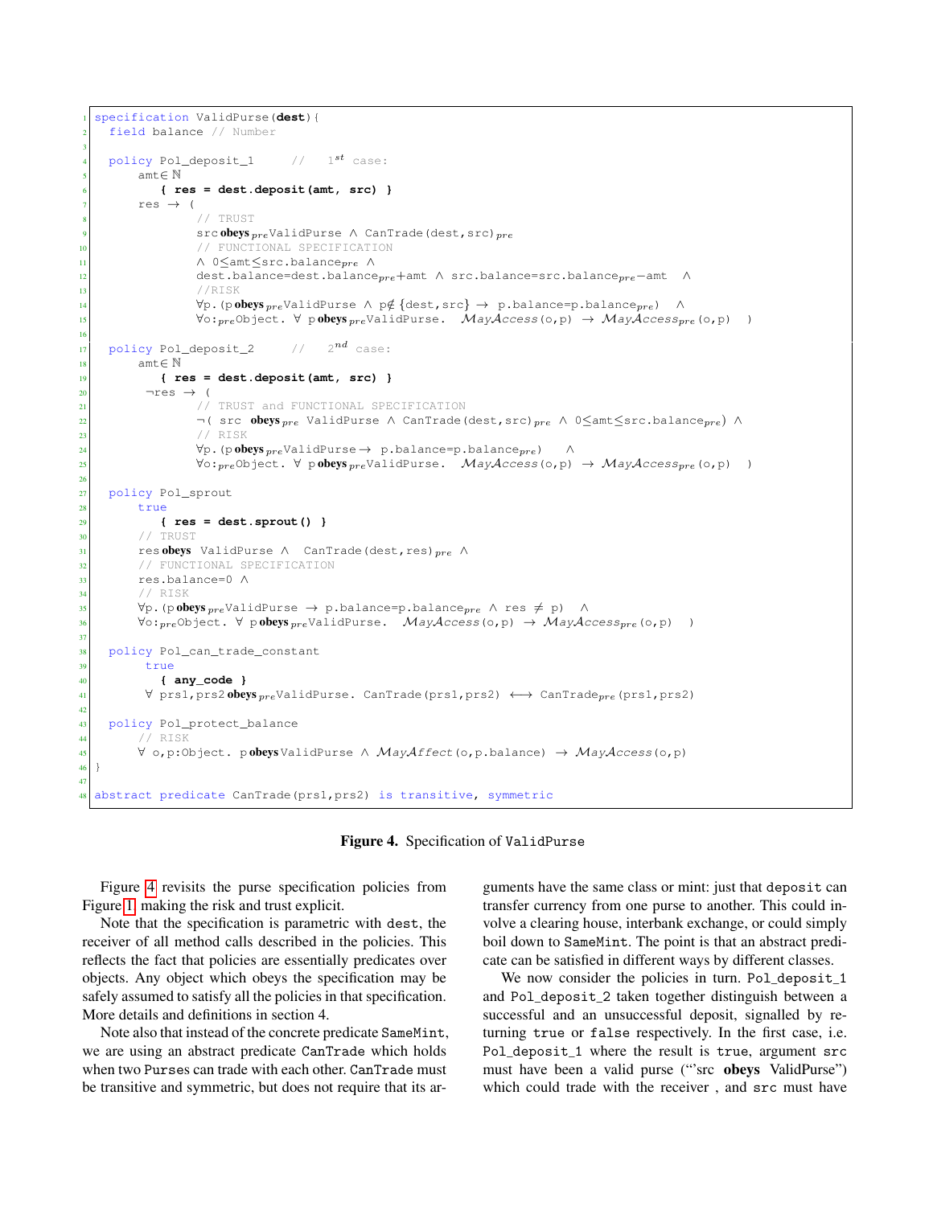```
specification ValidPurse(dest){
  field balance // Number

  policy Pol_deposit_1     //   1st case:
      amt∈ ℕ
         { res = dest.deposit(amt, src) }
      res → (
              // TRUST
              src obeys_pre ValidPurse ∧ CanTrade(dest,src)_pre
              // FUNCTIONAL SPECIFICATION
              ∧ 0≤amt≤src.balance_pre ∧
              dest.balance=dest.balance_pre+amt ∧ src.balance=src.balance_pre−amt  ∧
              //RISK
              ∀p.(p obeys_pre ValidPurse ∧ p∉ {dest,src} → p.balance=p.balance_pre)  ∧
              ∀o:_pre Object. ∀ p obeys_pre ValidPurse.  MayAccess(o,p) → MayAccess_pre(o,p)  )

  policy Pol_deposit_2     //   2nd case:
      amt∈ ℕ
         { res = dest.deposit(amt, src) }
       ¬res → (
              // TRUST and FUNCTIONAL SPECIFICATION
              ¬( src  obeys_pre  ValidPurse ∧ CanTrade(dest,src)_pre ∧ 0≤amt≤src.balance_pre) ∧
              // RISK
              ∀p.(p obeys_pre ValidPurse → p.balance=p.balance_pre)   ∧
              ∀o:_pre Object. ∀ p obeys_pre ValidPurse.  MayAccess(o,p) → MayAccess_pre(o,p)  )

  policy Pol_sprout
      true
         { res = dest.sprout() }
      // TRUST
      res obeys  ValidPurse ∧  CanTrade(dest,res)_pre  ∧
      // FUNCTIONAL SPECIFICATION
      res.balance=0 ∧
      // RISK
      ∀p.(p obeys_pre ValidPurse  → p.balance=p.balance_pre  ∧ res ≠ p)  ∧
      ∀o:_pre Object. ∀ p obeys_pre ValidPurse.  MayAccess(o,p) → MayAccess_pre(o,p)  )

  policy Pol_can_trade_constant
       true
         { any_code }
       ∀ prs1,prs2 obeys_pre ValidPurse. CanTrade(prs1,prs2) ⟷ CanTrade_pre(prs1,prs2)

  policy Pol_protect_balance
      // RISK
      ∀ o,p:Object. p obeys ValidPurse ∧ MayAffect(o,p.balance) → MayAccess(o,p)
}

abstract predicate CanTrade(prs1,prs2) is transitive, symmetric
```

**Figure 4.** Specification of `ValidPurse`

Figure 4 revisits the purse specification policies from Figure 1, making the risk and trust explicit.

Note that the specification is parametric with `dest`, the receiver of all method calls described in the policies. This reflects the fact that policies are essentially predicates over objects. Any object which obeys the specification may be safely assumed to satisfy all the policies in that specification. More details and definitions in section 4.

Note also that instead of the concrete predicate `SameMint`, we are using an abstract predicate `CanTrade` which holds when two `Purse`s can trade with each other. `CanTrade` must be transitive and symmetric, but does not require that its arguments have the same class or mint: just that `deposit` can transfer currency from one purse to another. This could involve a clearing house, interbank exchange, or could simply boil down to `SameMint`. The point is that an abstract predicate can be satisfied in different ways by different classes.

We now consider the policies in turn. `Pol_deposit_1` and `Pol_deposit_2` taken together distinguish between a successful and an unsuccessful deposit, signalled by returning `true` or `false` respectively. In the first case, i.e. `Pol_deposit_1` where the result is `true`, argument `src` must have been a valid purse ("'src **obeys** ValidPurse") which could trade with the receiver , and `src` must have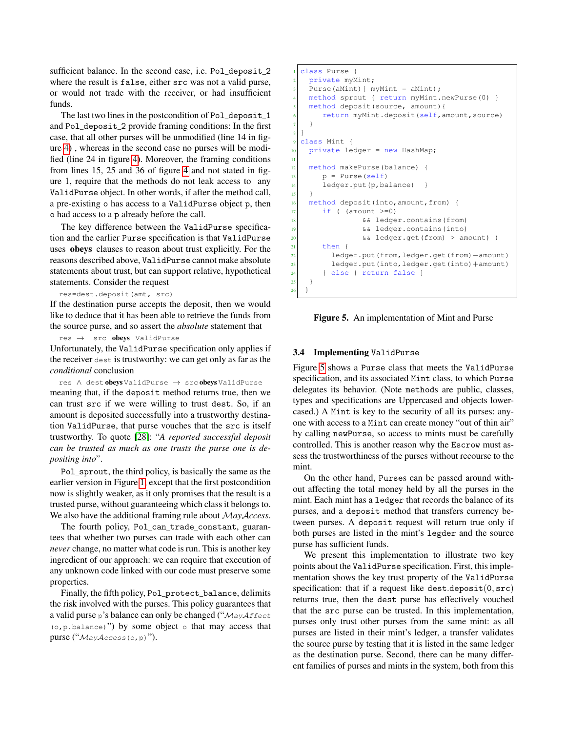sufficient balance. In the second case, i.e. Pol_deposit_2 where the result is false, either src was not a valid purse, or would not trade with the receiver, or had insufficient funds.

The last two lines in the postcondition of Pol_deposit_1 and Pol_deposit_2 provide framing conditions: In the first case, that all other purses will be unmodified (line 14 in figure 4) , whereas in the second case no purses will be modified (line 24 in figure 4). Moreover, the framing conditions from lines 15, 25 and 36 of figure 4 and not stated in figure 1, require that the methods do not leak access to any ValidPurse object. In other words, if after the method call, a pre-existing o has access to a ValidPurse object p, then o had access to a p already before the call.

The key difference between the ValidPurse specification and the earlier Purse specification is that ValidPurse uses **obeys** clauses to reason about trust explicitly. For the reasons described above, ValidPurse cannot make absolute statements about trust, but can support relative, hypothetical statements. Consider the request

```
res=dest.deposit(amt, src)
```

If the destination purse accepts the deposit, then we would like to deduce that it has been able to retrieve the funds from the source purse, and so assert the *absolute* statement that

res → src **obeys** ValidPurse

Unfortunately, the ValidPurse specification only applies if the receiver dest is trustworthy: we can get only as far as the *conditional* conclusion

res ∧ dest **obeys** ValidPurse → src **obeys** ValidPurse

meaning that, if the deposit method returns true, then we can trust src if we were willing to trust dest. So, if an amount is deposited successfully into a trustworthy destination ValidPurse, that purse vouches that the src is itself trustworthy. To quote [28]: "*A reported successful deposit can be trusted as much as one trusts the purse one is depositing into*".

Pol_sprout, the third policy, is basically the same as the earlier version in Figure 1, except that the first postcondition now is slightly weaker, as it only promises that the result is a trusted purse, without guaranteeing which class it belongs to. We also have the additional framing rule about $\mathcal{M}ay\mathcal{A}ccess$.

The fourth policy, Pol_can_trade_constant, guarantees that whether two purses can trade with each other can *never* change, no matter what code is run. This is another key ingredient of our approach: we can require that execution of any unknown code linked with our code must preserve some properties.

Finally, the fifth policy, Pol_protect_balance, delimits the risk involved with the purses. This policy guarantees that a valid purse p's balance can only be changed ("$\mathcal{M}ay\mathcal{A}ffect$ (o,p.balance)") by some object o that may access that purse ("$\mathcal{M}ay\mathcal{A}ccess$(o,p)").

```
class Purse {
  private myMint;
  Purse(aMint){ myMint = aMint);
  method sprout { return myMint.newPurse(0) }
  method deposit(source, amount){
     return myMint.deposit(self,amount,source)
  }
}
class Mint {
  private ledger = new HashMap;

  method makePurse(balance) {
     p = Purse(self)
     ledger.put(p,balance)  }
  }
  method deposit(into,amount,from) {
     if ( (amount >=0)
              && ledger.contains(from)
              && ledger.contains(into)
              && ledger.get(from) > amount) )
     then {
       ledger.put(from,ledger.get(from)-amount)
       ledger.put(into,ledger.get(into)+amount)
     } else { return false }
  }
 }
```

**Figure 5.** An implementation of Mint and Purse

### 3.4 Implementing ValidPurse

Figure 5 shows a Purse class that meets the ValidPurse specification, and its associated Mint class, to which Purse delegates its behavior. (Note methods are public, classes, types and specifications are Uppercased and objects lowercased.) A Mint is key to the security of all its purses: anyone with access to a Mint can create money "out of thin air" by calling newPurse, so access to mints must be carefully controlled. This is another reason why the Escrow must assess the trustworthiness of the purses without recourse to the mint.

On the other hand, Purses can be passed around without affecting the total money held by all the purses in the mint. Each mint has a ledger that records the balance of its purses, and a deposit method that transfers currency between purses. A deposit request will return true only if both purses are listed in the mint's legder and the source purse has sufficient funds.

We present this implementation to illustrate two key points about the ValidPurse specification. First, this implementation shows the key trust property of the ValidPurse specification: that if a request like dest.deposit(0,src) returns true, then the dest purse has effectively vouched that the src purse can be trusted. In this implementation, purses only trust other purses from the same mint: as all purses are listed in their mint's ledger, a transfer validates the source purse by testing that it is listed in the same ledger as the destination purse. Second, there can be many different families of purses and mints in the system, both from this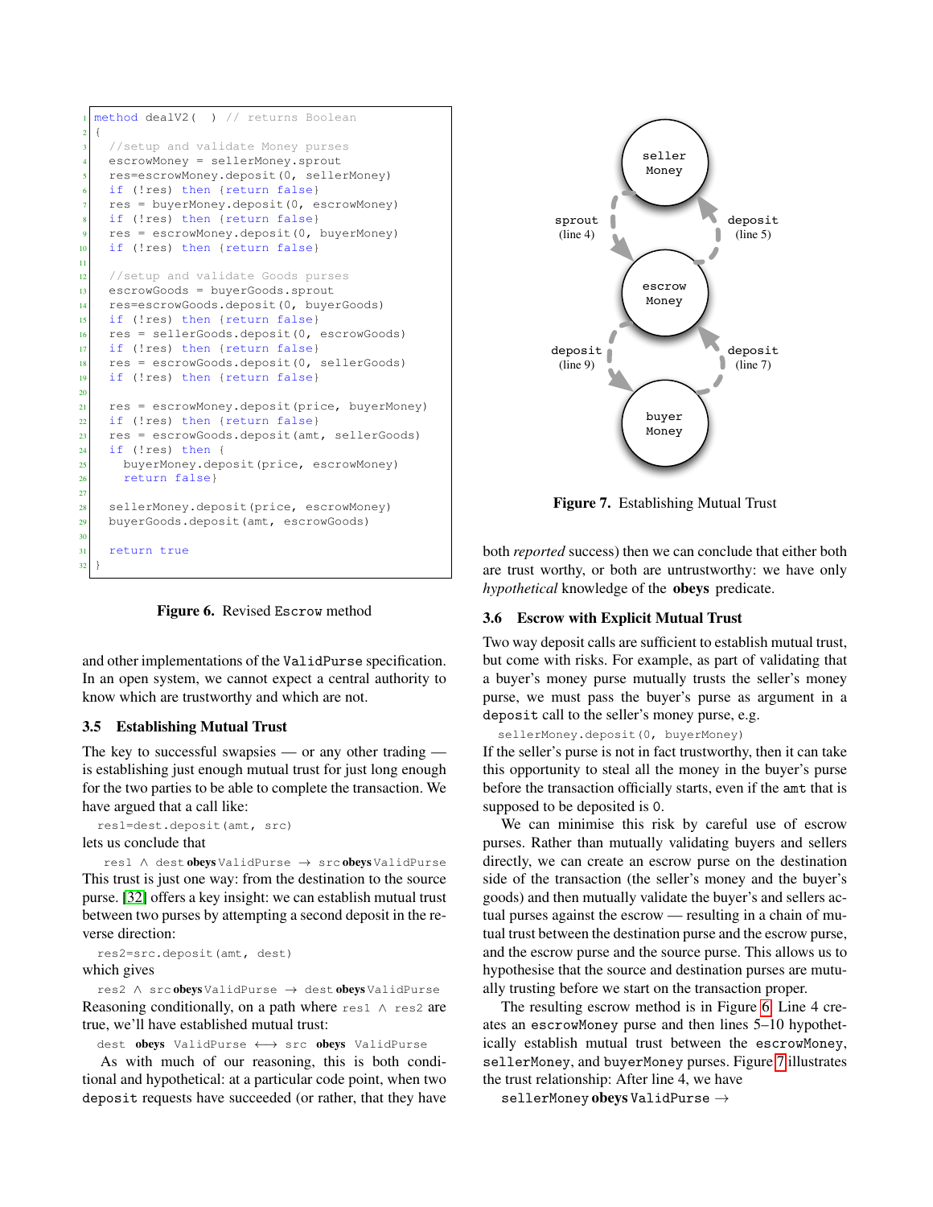```
method dealV2(  ) // returns Boolean
{
  //setup and validate Money purses
  escrowMoney = sellerMoney.sprout
  res=escrowMoney.deposit(0, sellerMoney)
  if (!res) then {return false}
  res = buyerMoney.deposit(0, escrowMoney)
  if (!res) then {return false}
  res = escrowMoney.deposit(0, buyerMoney)
  if (!res) then {return false}

  //setup and validate Goods purses
  escrowGoods = buyerGoods.sprout
  res=escrowGoods.deposit(0, buyerGoods)
  if (!res) then {return false}
  res = sellerGoods.deposit(0, escrowGoods)
  if (!res) then {return false}
  res = escrowGoods.deposit(0, sellerGoods)
  if (!res) then {return false}

  res = escrowMoney.deposit(price, buyerMoney)
  if (!res) then {return false}
  res = escrowGoods.deposit(amt, sellerGoods)
  if (!res) then {
    buyerMoney.deposit(price, escrowMoney)
    return false}

  sellerMoney.deposit(price, escrowMoney)
  buyerGoods.deposit(amt, escrowGoods)

  return true
}
```

**Figure 6.** Revised Escrow method

and other implementations of the ValidPurse specification. In an open system, we cannot expect a central authority to know which are trustworthy and which are not.

### 3.5 Establishing Mutual Trust

The key to successful swapsies — or any other trading — is establishing just enough mutual trust for just long enough for the two parties to be able to complete the transaction. We have argued that a call like:

```
res1=dest.deposit(amt, src)
```

lets us conclude that

res1 $\wedge$ dest **obeys** ValidPurse $\rightarrow$ src **obeys** ValidPurse

This trust is just one way: from the destination to the source purse. [32] offers a key insight: we can establish mutual trust between two purses by attempting a second deposit in the reverse direction:

```
res2=src.deposit(amt, dest)
```

which gives

res2 $\wedge$ src **obeys** ValidPurse $\rightarrow$ dest **obeys** ValidPurse

Reasoning conditionally, on a path where res1 $\wedge$ res2 are true, we'll have established mutual trust:

dest **obeys** ValidPurse $\longleftrightarrow$ src **obeys** ValidPurse

As with much of our reasoning, this is both conditional and hypothetical: at a particular code point, when two deposit requests have succeeded (or rather, that they have both *reported* success) then we can conclude that either both are trust worthy, or both are untrustworthy: we have only *hypothetical* knowledge of the **obeys** predicate.

**Figure 7.** Establishing Mutual Trust

### 3.6 Escrow with Explicit Mutual Trust

Two way deposit calls are sufficient to establish mutual trust, but come with risks. For example, as part of validating that a buyer's money purse mutually trusts the seller's money purse, we must pass the buyer's purse as argument in a deposit call to the seller's money purse, e.g.

```
sellerMoney.deposit(0, buyerMoney)
```

If the seller's purse is not in fact trustworthy, then it can take this opportunity to steal all the money in the buyer's purse before the transaction officially starts, even if the amt that is supposed to be deposited is 0.

We can minimise this risk by careful use of escrow purses. Rather than mutually validating buyers and sellers directly, we can create an escrow purse on the destination side of the transaction (the seller's money and the buyer's goods) and then mutually validate the buyer's and sellers actual purses against the escrow — resulting in a chain of mutual trust between the destination purse and the escrow purse, and the escrow purse and the source purse. This allows us to hypothesise that the source and destination purses are mutually trusting before we start on the transaction proper.

The resulting escrow method is in Figure 6. Line 4 creates an escrowMoney purse and then lines 5–10 hypothetically establish mutual trust between the escrowMoney, sellerMoney, and buyerMoney purses. Figure 7 illustrates the trust relationship: After line 4, we have

sellerMoney **obeys** ValidPurse $\rightarrow$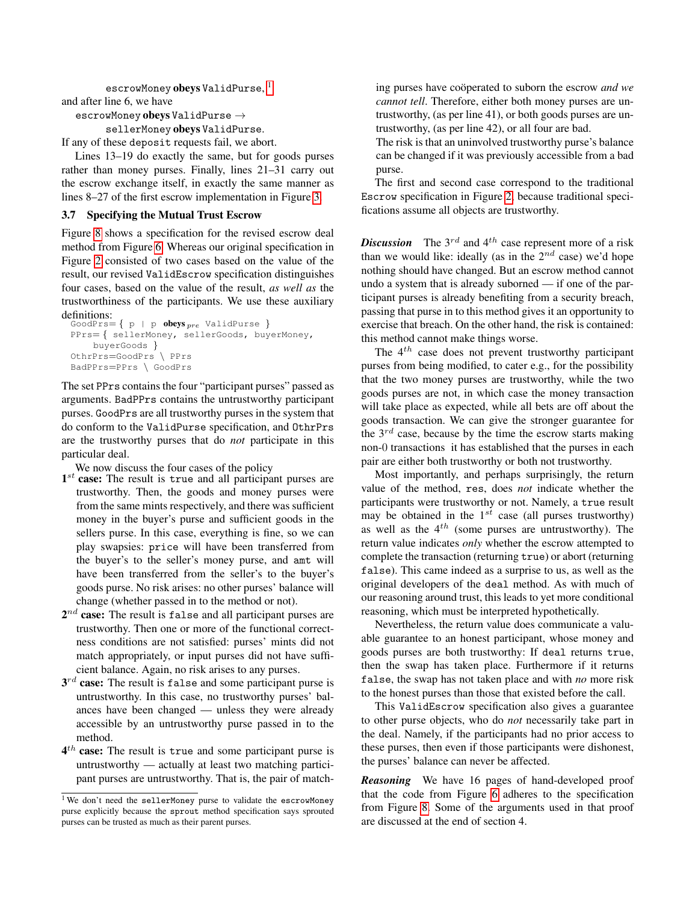escrowMoney **obeys** ValidPurse, [1]

and after line 6, we have

escrowMoney **obeys** ValidPurse →
    sellerMoney **obeys** ValidPurse.

If any of these `deposit` requests fail, we abort.

Lines 13–19 do exactly the same, but for goods purses rather than money purses. Finally, lines 21–31 carry out the escrow exchange itself, in exactly the same manner as lines 8–27 of the first escrow implementation in Figure 3.

### 3.7 Specifying the Mutual Trust Escrow

Figure 8 shows a specification for the revised escrow deal method from Figure 6. Whereas our original specification in Figure 2 consisted of two cases based on the value of the result, our revised `ValidEscrow` specification distinguishes four cases, based on the value of the result, *as well as* the trustworthiness of the participants. We use these auxiliary definitions:

```
GoodPrs= { p | p obeys_pre ValidPurse }
PPrs= { sellerMoney, sellerGoods, buyerMoney,
    buyerGoods }
OthrPrs=GoodPrs \ PPrs
BadPPrs=PPrs \ GoodPrs
```

The set `PPrs` contains the four "participant purses" passed as arguments. `BadPPrs` contains the untrustworthy participant purses. `GoodPrs` are all trustworthy purses in the system that do conform to the `ValidPurse` specification, and `OthrPrs` are the trustworthy purses that do *not* participate in this particular deal.

We now discuss the four cases of the policy

**1$^{st}$ case:** The result is `true` and all participant purses are trustworthy. Then, the goods and money purses were from the same mints respectively, and there was sufficient money in the buyer's purse and sufficient goods in the sellers purse. In this case, everything is fine, so we can play swapsies: `price` will have been transferred from the buyer's to the seller's money purse, and `amt` will have been transferred from the seller's to the buyer's goods purse. No risk arises: no other purses' balance will change (whether passed in to the method or not).

**2$^{nd}$ case:** The result is `false` and all participant purses are trustworthy. Then one or more of the functional correctness conditions are not satisfied: purses' mints did not match appropriately, or input purses did not have sufficient balance. Again, no risk arises to any purses.

**3$^{rd}$ case:** The result is `false` and some participant purse is untrustworthy. In this case, no trustworthy purses' balances have been changed — unless they were already accessible by an untrustworthy purse passed in to the method.

**4$^{th}$ case:** The result is `true` and some participant purse is untrustworthy — actually at least two matching participant purses are untrustworthy. That is, the pair of matching purses have coöperated to suborn the escrow *and we cannot tell*. Therefore, either both money purses are untrustworthy, (as per line 41), or both goods purses are untrustworthy, (as per line 42), or all four are bad.

The risk is that an uninvolved trustworthy purse's balance can be changed if it was previously accessible from a bad purse.

The first and second case correspond to the traditional `Escrow` specification in Figure 2, because traditional specifications assume all objects are trustworthy.

***Discussion*** The 3$^{rd}$ and 4$^{th}$ case represent more of a risk than we would like: ideally (as in the 2$^{nd}$ case) we'd hope nothing should have changed. But an escrow method cannot undo a system that is already suborned — if one of the participant purses is already benefiting from a security breach, passing that purse in to this method gives it an opportunity to exercise that breach. On the other hand, the risk is contained: this method cannot make things worse.

The 4$^{th}$ case does not prevent trustworthy participant purses from being modified, to cater e.g., for the possibility that the two money purses are trustworthy, while the two goods purses are not, in which case the money transaction will take place as expected, while all bets are off about the goods transaction. We can give the stronger guarantee for the 3$^{rd}$ case, because by the time the escrow starts making non-0 transactions it has established that the purses in each pair are either both trustworthy or both not trustworthy.

Most importantly, and perhaps surprisingly, the return value of the method, `res`, does *not* indicate whether the participants were trustworthy or not. Namely, a `true` result may be obtained in the 1$^{st}$ case (all purses trustworthy) as well as the 4$^{th}$ (some purses are untrustworthy). The return value indicates *only* whether the escrow attempted to complete the transaction (returning `true`) or abort (returning `false`). This came indeed as a surprise to us, as well as the original developers of the `deal` method. As with much of our reasoning around trust, this leads to yet more conditional reasoning, which must be interpreted hypothetically.

Nevertheless, the return value does communicate a valuable guarantee to an honest participant, whose money and goods purses are both trustworthy: If `deal` returns `true`, then the swap has taken place. Furthermore if it returns `false`, the swap has not taken place and with *no* more risk to the honest purses than those that existed before the call.

This `ValidEscrow` specification also gives a guarantee to other purse objects, who do *not* necessarily take part in the deal. Namely, if the participants had no prior access to these purses, then even if those participants were dishonest, the purses' balance can never be affected.

***Reasoning*** We have 16 pages of hand-developed proof that the code from Figure 6 adheres to the specification from Figure 8. Some of the arguments used in that proof are discussed at the end of section 4.

---

[1] We don't need the `sellerMoney` purse to validate the `escrowMoney` purse explicitly because the `sprout` method specification says sprouted purses can be trusted as much as their parent purses.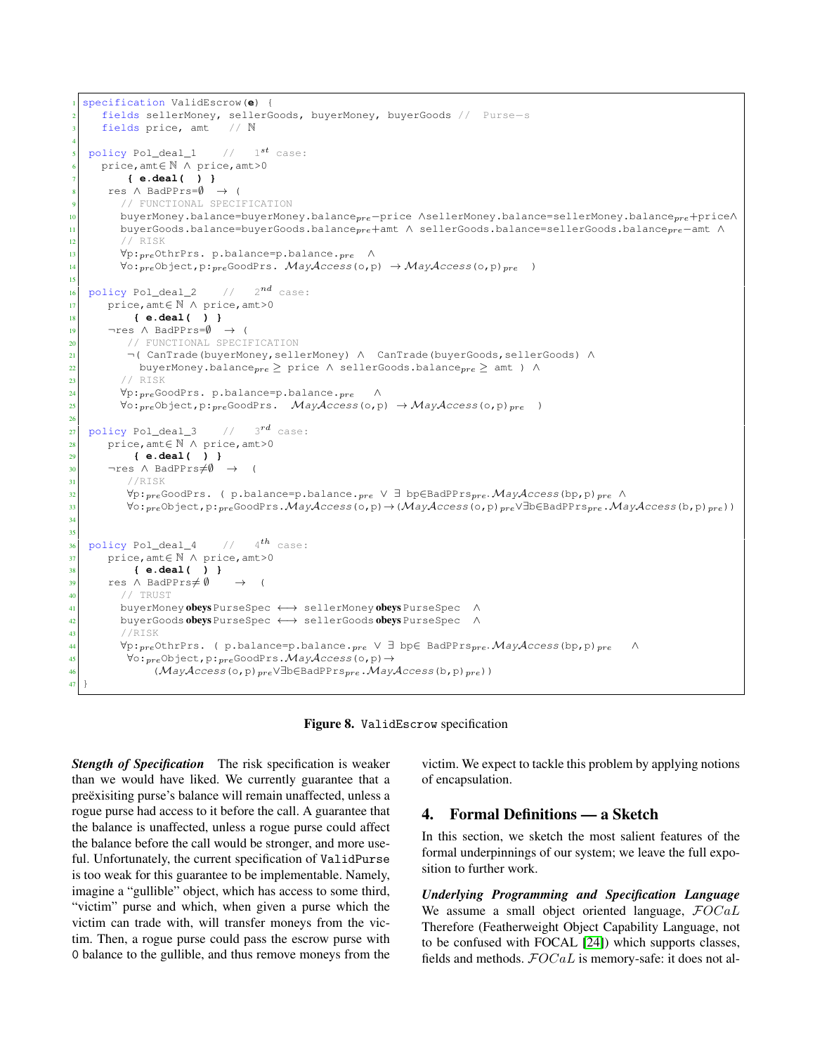```
specification ValidEscrow(e) {
   fields sellerMoney, sellerGoods, buyerMoney, buyerGoods //  Purse-s
   fields price, amt   // ℕ

 policy Pol_deal_1    //   1st case:
   price,amt∈ℕ ∧ price,amt>0
       { e.deal( ) }
    res ∧ BadPPrs=∅  → (
      // FUNCTIONAL SPECIFICATION
      buyerMoney.balance=buyerMoney.balance_pre−price ∧sellerMoney.balance=sellerMoney.balance_pre+price∧
      buyerGoods.balance=buyerGoods.balance_pre+amt ∧ sellerGoods.balance=sellerGoods.balance_pre−amt ∧
      // RISK
      ∀p:_pre OthrPrs. p.balance=p.balance._pre  ∧
      ∀o:_pre Object,p:_pre GoodPrs. MayAccess(o,p) →MayAccess(o,p)_pre  )

 policy Pol_deal_2    //   2nd case:
    price,amt∈ℕ ∧ price,amt>0
       { e.deal( ) }
    ¬res ∧ BadPPrs=∅  → (
       // FUNCTIONAL SPECIFICATION
       ¬( CanTrade(buyerMoney,sellerMoney) ∧  CanTrade(buyerGoods,sellerGoods) ∧
         buyerMoney.balance_pre ≥ price ∧ sellerGoods.balance_pre ≥ amt ) ∧
      // RISK
      ∀p:_pre GoodPrs. p.balance=p.balance._pre   ∧
      ∀o:_pre Object,p:_pre GoodPrs.  MayAccess(o,p) →MayAccess(o,p)_pre  )

 policy Pol_deal_3    //   3rd case:
    price,amt∈ℕ ∧ price,amt>0
       { e.deal( ) }
    ¬res ∧ BadPPrs≠∅  →  (
       //RISK
       ∀p:_pre GoodPrs. ( p.balance=p.balance._pre ∨ ∃ bp∈BadPPrs_pre.MayAccess(bp,p)_pre ∧
       ∀o:_pre Object,p:_pre GoodPrs.MayAccess(o,p)→(MayAccess(o,p)_pre∨∃b∈BadPPrs_pre.MayAccess(b,p)_pre))


 policy Pol_deal_4    //   4th case:
    price,amt∈ℕ ∧ price,amt>0
       { e.deal( ) }
    res ∧ BadPPrs≠∅    →  (
      // TRUST
      buyerMoney obeys PurseSpec ⟷ sellerMoney obeys PurseSpec  ∧
      buyerGoods obeys PurseSpec ⟷ sellerGoods obeys PurseSpec  ∧
      //RISK
      ∀p:_pre OthrPrs. ( p.balance=p.balance._pre ∨ ∃ bp∈ BadPPrs_pre.MayAccess(bp,p)_pre   ∧
       ∀o:_pre Object,p:_pre GoodPrs.MayAccess(o,p)→
           (MayAccess(o,p)_pre∨∃b∈BadPPrs_pre.MayAccess(b,p)_pre))
}
```

**Figure 8.** `ValidEscrow` specification

***Stength of Specification*** The risk specification is weaker than we would have liked. We currently guarantee that a preëxisiting purse's balance will remain unaffected, unless a rogue purse had access to it before the call. A guarantee that the balance is unaffected, unless a rogue purse could affect the balance before the call would be stronger, and more useful. Unfortunately, the current specification of `ValidPurse` is too weak for this guarantee to be implementable. Namely, imagine a "gullible" object, which has access to some third, "victim" purse and which, when given a purse which the victim can trade with, will transfer moneys from the victim. Then, a rogue purse could pass the escrow purse with `0` balance to the gullible, and thus remove moneys from the victim. We expect to tackle this problem by applying notions of encapsulation.

## 4. Formal Definitions — a Sketch

In this section, we sketch the most salient features of the formal underpinnings of our system; we leave the full exposition to further work.

***Underlying Programming and Specification Language*** We assume a small object oriented language, $\mathcal{FOC}aL$ Therefore (Featherweight Object Capability Language, not to be confused with FOCAL [24]) which supports classes, fields and methods. $\mathcal{FOC}aL$ is memory-safe: it does not al-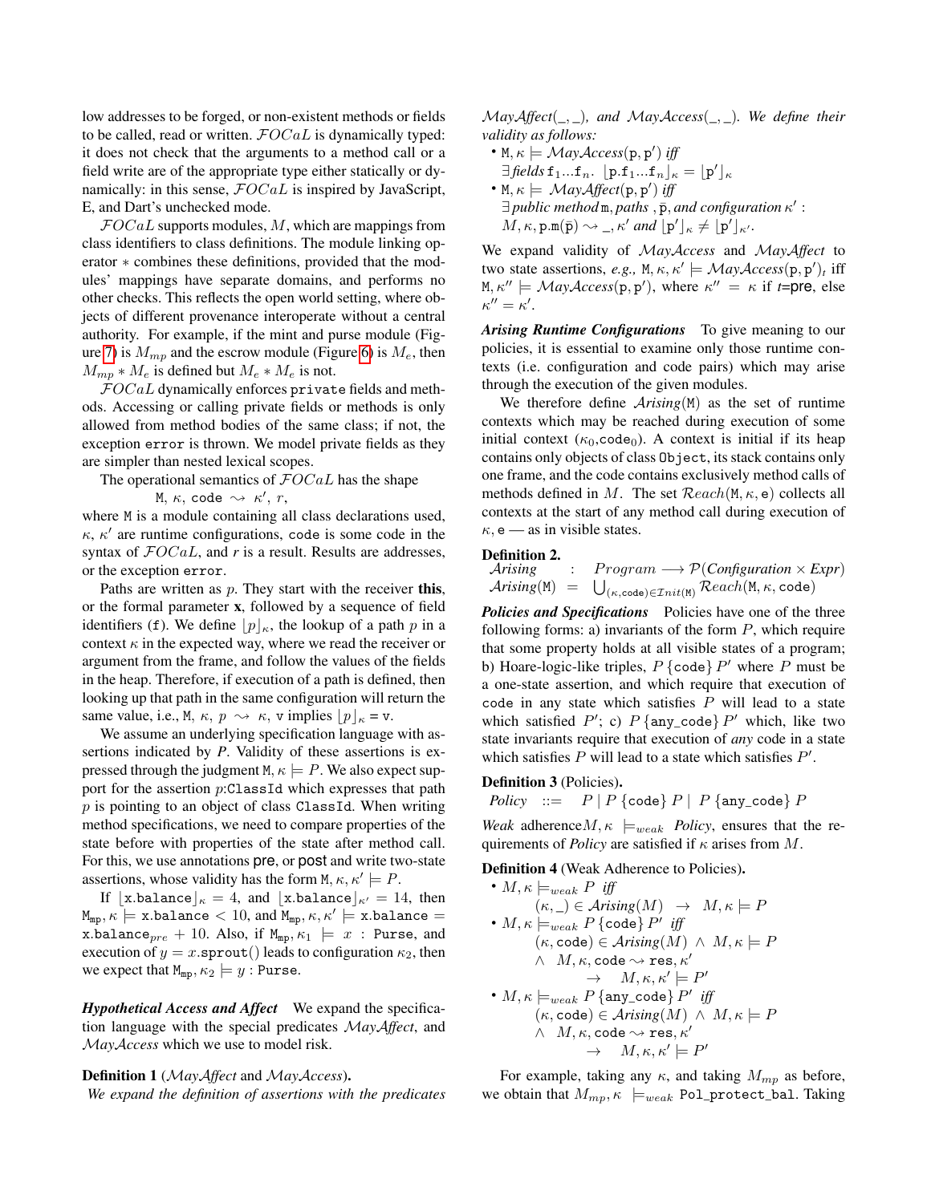low addresses to be forged, or non-existent methods or fields to be called, read or written. $\mathcal{FOCaL}$ is dynamically typed: it does not check that the arguments to a method call or a field write are of the appropriate type either statically or dynamically: in this sense, $\mathcal{FOCaL}$ is inspired by JavaScript, E, and Dart's unchecked mode.

$\mathcal{FOCaL}$ supports modules, $M$, which are mappings from class identifiers to class definitions. The module linking operator $*$ combines these definitions, provided that the modules' mappings have separate domains, and performs no other checks. This reflects the open world setting, where objects of different provenance interoperate without a central authority. For example, if the mint and purse module (Figure 7) is $M_{mp}$ and the escrow module (Figure 6) is $M_e$, then $M_{mp} * M_e$ is defined but $M_e * M_e$ is not.

$\mathcal{FOCaL}$ dynamically enforces `private` fields and methods. Accessing or calling private fields or methods is only allowed from method bodies of the same class; if not, the exception `error` is thrown. We model private fields as they are simpler than nested lexical scopes.

The operational semantics of $\mathcal{FOCaL}$ has the shape

$$\texttt{M},\ \kappa,\ \texttt{code}\ \rightsquigarrow\ \kappa',\ r,$$

where M is a module containing all class declarations used, $\kappa$, $\kappa'$ are runtime configurations, `code` is some code in the syntax of $\mathcal{FOCaL}$, and $r$ is a result. Results are addresses, or the exception `error`.

Paths are written as $p$. They start with the receiver **this**, or the formal parameter **x**, followed by a sequence of field identifiers (`f`). We define $\lfloor p \rfloor_\kappa$, the lookup of a path $p$ in a context $\kappa$ in the expected way, where we read the receiver or argument from the frame, and follow the values of the fields in the heap. Therefore, if execution of a path is defined, then looking up that path in the same configuration will return the same value, i.e., $\texttt{M},\ \kappa,\ p\ \rightsquigarrow\ \kappa,\ \texttt{v}$ implies $\lfloor p \rfloor_\kappa = \texttt{v}$.

We assume an underlying specification language with assertions indicated by *P*. Validity of these assertions is expressed through the judgment $\texttt{M}, \kappa \models P$. We also expect support for the assertion $p$:`ClassId` which expresses that path $p$ is pointing to an object of class `ClassId`. When writing method specifications, we need to compare properties of the state before with properties of the state after method call. For this, we use annotations pre, or post and write two-state assertions, whose validity has the form $\texttt{M}, \kappa, \kappa' \models P$.

If $\lfloor \texttt{x.balance} \rfloor_\kappa = 4$, and $\lfloor \texttt{x.balance} \rfloor_{\kappa'} = 14$, then $\texttt{M}_{\texttt{mp}}, \kappa \models \texttt{x.balance} < 10$, and $\texttt{M}_{\texttt{mp}}, \kappa, \kappa' \models \texttt{x.balance} = \texttt{x.balance}_{pre} + 10$. Also, if $\texttt{M}_{\texttt{mp}}, \kappa_1 \models x : \texttt{Purse}$, and execution of $y = x.\texttt{sprout}()$ leads to configuration $\kappa_2$, then we expect that $\texttt{M}_{\texttt{mp}}, \kappa_2 \models y : \texttt{Purse}$.

***Hypothetical Access and Affect*** We expand the specification language with the special predicates $\mathcal{M}ay\mathcal{A}ffect$, and $\mathcal{M}ay\mathcal{A}ccess$ which we use to model risk.

**Definition 1** ($\mathcal{M}ay\mathcal{A}ffect$ and $\mathcal{M}ay\mathcal{A}ccess$).
*We expand the definition of assertions with the predicates $\mathcal{M}ay\mathcal{A}ffect(\_,\_)$, and $\mathcal{M}ay\mathcal{A}ccess(\_,\_)$. We define their validity as follows:*

- $\texttt{M}, \kappa \models \mathcal{M}ay\mathcal{A}ccess(\texttt{p}, \texttt{p}')$ *iff*
  $\exists$ *fields* $\texttt{f}_1 ... \texttt{f}_n.\ \lfloor \texttt{p.f}_1 ... \texttt{f}_n \rfloor_\kappa = \lfloor \texttt{p}' \rfloor_\kappa$
- $\texttt{M}, \kappa \models \mathcal{M}ay\mathcal{A}ffect(\texttt{p}, \texttt{p}')$ *iff*
  $\exists$ *public method* m, *paths* , $\bar{\texttt{p}}$, *and configuration* $\kappa'$ :
  $M, \kappa, \texttt{p.m}(\bar{\texttt{p}}) \rightsquigarrow \_, \kappa'$ *and* $\lfloor \texttt{p}' \rfloor_\kappa \neq \lfloor \texttt{p}' \rfloor_{\kappa'}$.

We expand validity of $\mathcal{M}ay\mathcal{A}ccess$ and $\mathcal{M}ay\mathcal{A}ffect$ to two state assertions, *e.g.,* $\texttt{M}, \kappa, \kappa' \models \mathcal{M}ay\mathcal{A}ccess(\texttt{p}, \texttt{p}')_t$ iff $\texttt{M}, \kappa'' \models \mathcal{M}ay\mathcal{A}ccess(\texttt{p}, \texttt{p}')$, where $\kappa'' = \kappa$ if $t$=pre, else $\kappa'' = \kappa'$.

***Arising Runtime Configurations*** To give meaning to our policies, it is essential to examine only those runtime contexts (i.e. configuration and code pairs) which may arise through the execution of the given modules.

We therefore define $\mathcal{A}rising(\texttt{M})$ as the set of runtime contexts which may be reached during execution of some initial context ($\kappa_0$,$\texttt{code}_0$). A context is initial if its heap contains only objects of class `Object`, its stack contains only one frame, and the code contains exclusively method calls of methods defined in $M$. The set $\mathcal{R}each(\texttt{M}, \kappa, \texttt{e})$ collects all contexts at the start of any method call during execution of $\kappa, \texttt{e}$ — as in visible states.

**Definition 2.**

$$\mathcal{A}rising \quad : \quad Program \longrightarrow \mathcal{P}(Configuration \times Expr)$$
$$\mathcal{A}rising(\texttt{M}) \ = \ \bigcup_{(\kappa,\texttt{code}) \in \mathcal{I}nit(\texttt{M})} \mathcal{R}each(\texttt{M}, \kappa, \texttt{code})$$

***Policies and Specifications*** Policies have one of the three following forms: a) invariants of the form $P$, which require that some property holds at all visible states of a program; b) Hoare-logic-like triples, $P\,\{\texttt{code}\}\,P'$ where $P$ must be a one-state assertion, and which require that execution of `code` in any state which satisfies $P$ will lead to a state which satisfied $P'$; c) $P\,\{\texttt{any\_code}\}\,P'$ which, like two state invariants require that execution of *any* code in a state which satisfies $P$ will lead to a state which satisfies $P'$.

**Definition 3** (Policies)**.**

$$Policy \quad ::= \quad P \mid P\,\{\texttt{code}\}\,P \mid \ P\,\{\texttt{any\_code}\}\,P$$

*Weak* adherence$M, \kappa\ \models_{weak}$ *Policy*, ensures that the requirements of *Policy* are satisfied if $\kappa$ arises from $M$.

**Definition 4** (Weak Adherence to Policies)**.**

- $M, \kappa \models_{weak} P$ *iff*
  $(\kappa, \_) \in \mathcal{A}rising(M) \ \rightarrow \ M, \kappa \models P$
- $M, \kappa \models_{weak} P\,\{\texttt{code}\}\,P'$ *iff*
  $(\kappa, \texttt{code}) \in \mathcal{A}rising(M) \ \wedge \ M, \kappa \models P$
  $\wedge \ \ M, \kappa, \texttt{code} \rightsquigarrow \texttt{res}, \kappa'$
  $\rightarrow \quad M, \kappa, \kappa' \models P'$
- $M, \kappa \models_{weak} P\,\{\texttt{any\_code}\}\,P'$ *iff*
  $(\kappa, \texttt{code}) \in \mathcal{A}rising(M) \ \wedge \ M, \kappa \models P$
  $\wedge \ \ M, \kappa, \texttt{code} \rightsquigarrow \texttt{res}, \kappa'$
  $\rightarrow \quad M, \kappa, \kappa' \models P'$

For example, taking any $\kappa$, and taking $M_{mp}$ as before, we obtain that $M_{mp}, \kappa\ \models_{weak}$ `Pol_protect_bal`. Taking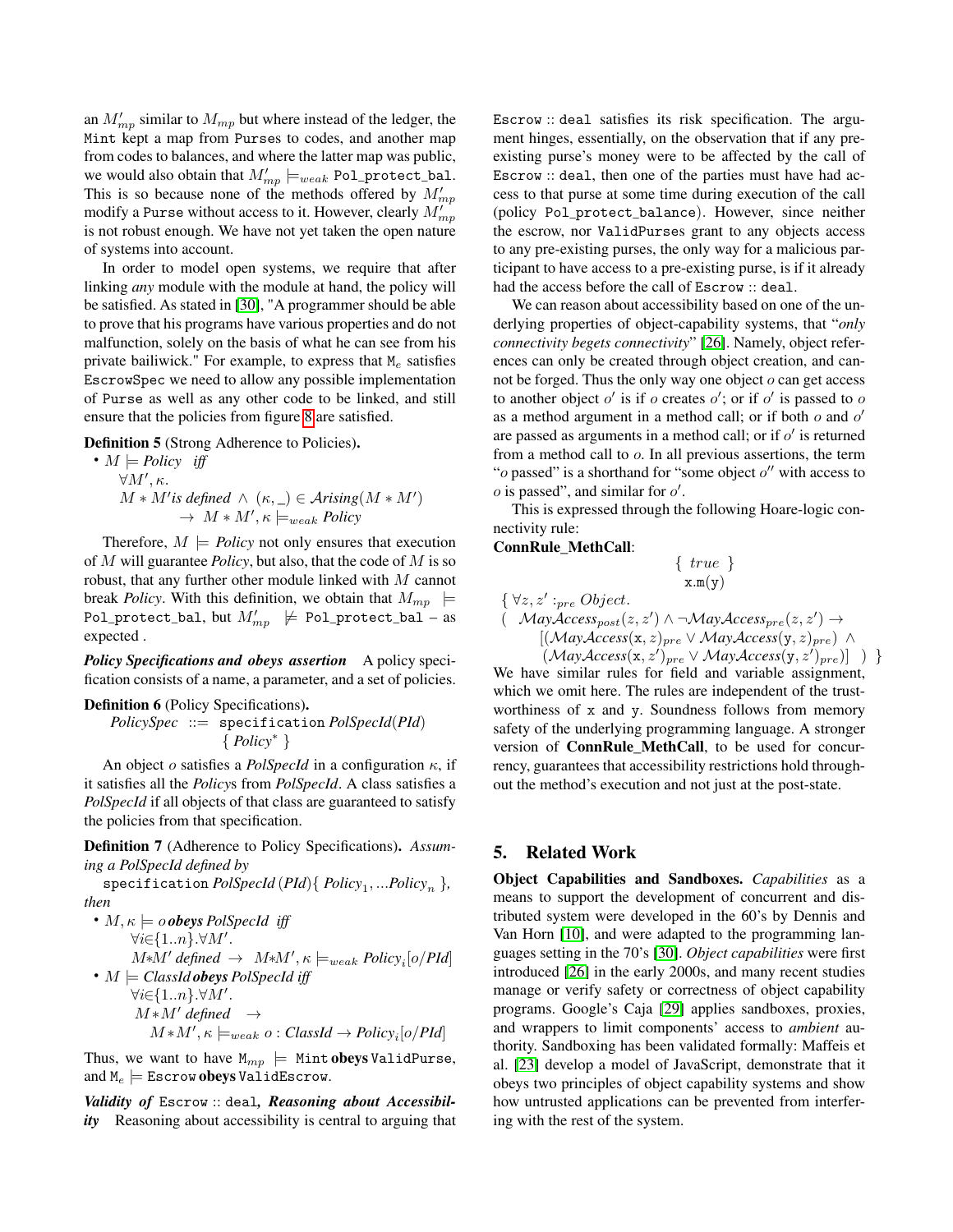an $M'_{mp}$ similar to $M_{mp}$ but where instead of the ledger, the `Mint` kept a map from `Purses` to codes, and another map from codes to balances, and where the latter map was public, we would also obtain that $M'_{mp} \models_{weak}$ `Pol_protect_bal`. This is so because none of the methods offered by $M'_{mp}$ modify a `Purse` without access to it. However, clearly $M'_{mp}$ is not robust enough. We have not yet taken the open nature of systems into account.

In order to model open systems, we require that after linking *any* module with the module at hand, the policy will be satisfied. As stated in [30], "A programmer should be able to prove that his programs have various properties and do not malfunction, solely on the basis of what he can see from his private bailiwick." For example, to express that $\mathtt{M}_e$ satisfies `EscrowSpec` we need to allow any possible implementation of `Purse` as well as any other code to be linked, and still ensure that the policies from figure 8 are satisfied.

**Definition 5** (Strong Adherence to Policies)**.**

- $M \models \mathit{Policy}$ *iff*
  $\forall M', \kappa.$
  $M * M' \mathit{is\ defined} \wedge (\kappa, \_) \in \mathcal{A}rising(M * M')$
  $\quad \rightarrow M * M', \kappa \models_{weak} \mathit{Policy}$

Therefore, $M \models \mathit{Policy}$ not only ensures that execution of $M$ will guarantee *Policy*, but also, that the code of $M$ is so robust, that any further other module linked with $M$ cannot break *Policy*. With this definition, we obtain that $M_{mp} \models$ `Pol_protect_bal`, but $M'_{mp} \not\models$ `Pol_protect_bal` – as expected .

***Policy Specifications and obeys assertion*** A policy specification consists of a name, a parameter, and a set of policies.

**Definition 6** (Policy Specifications)**.**

$\mathit{PolicySpec} \ ::= \ \mathtt{specification}\ \mathit{PolSpecId}(\mathit{PId})$
$\qquad \{\ \mathit{Policy}^*\ \}$

An object $o$ satisfies a *PolSpecId* in a configuration $\kappa$, if it satisfies all the *Policy*s from *PolSpecId*. A class satisfies a *PolSpecId* if all objects of that class are guaranteed to satisfy the policies from that specification.

**Definition 7** (Adherence to Policy Specifications)**.** *Assuming a PolSpecId defined by*

$\mathtt{specification}\ \mathit{PolSpecId}\,(\mathit{PId})\{\ \mathit{Policy}_1, ...\mathit{Policy}_n\ \}$, *then*

- $M, \kappa \models o\ \textbf{\textit{obeys}}\ \mathit{PolSpecId}$ *iff*
  $\forall i \in \{1..n\}. \forall M'.$
  $M{*}M'\ \mathit{defined} \rightarrow M{*}M', \kappa \models_{weak} \mathit{Policy}_i[o/\mathit{PId}]$
- $M \models \mathit{ClassId}\ \textbf{\textit{obeys}}\ \mathit{PolSpecId}$ *iff*
  $\forall i \in \{1..n\}. \forall M'.$
  $M{*}M'\ \mathit{defined} \rightarrow$
  $\quad M{*}M', \kappa \models_{weak} o : \mathit{ClassId} \rightarrow \mathit{Policy}_i[o/\mathit{PId}]$

Thus, we want to have $\mathtt{M}_{mp} \models$ `Mint` **obeys** `ValidPurse`, and $\mathtt{M}_e \models$ `Escrow` **obeys** `ValidEscrow`.

***Validity of*** `Escrow :: deal`***, Reasoning about Accessibility*** Reasoning about accessibility is central to arguing that `Escrow :: deal` satisfies its risk specification. The argument hinges, essentially, on the observation that if any pre-existing purse's money were to be affected by the call of `Escrow :: deal`, then one of the parties must have had access to that purse at some time during execution of the call (policy `Pol_protect_balance`). However, since neither the escrow, nor `ValidPurses` grant to any objects access to any pre-existing purses, the only way for a malicious participant to have access to a pre-existing purse, is if it already had the access before the call of `Escrow :: deal`.

We can reason about accessibility based on one of the underlying properties of object-capability systems, that "*only connectivity begets connectivity*" [26]. Namely, object references can only be created through object creation, and cannot be forged. Thus the only way one object $o$ can get access to another object $o'$ is if $o$ creates $o'$; or if $o'$ is passed to $o$ as a method argument in a method call; or if both $o$ and $o'$ are passed as arguments in a method call; or if $o'$ is returned from a method call to $o$. In all previous assertions, the term "$o$ passed" is a shorthand for "some object $o''$ with access to $o$ is passed", and similar for $o'$.

This is expressed through the following Hoare-logic connectivity rule:

**ConnRule_MethCall**:

$$\{\ \mathit{true}\ \}$$
$$\mathtt{x.m(y)}$$
$$\{\ \forall z, z' :_{pre} \mathit{Object}.$$
$$(\ \ \mathcal{M}ay\mathcal{A}ccess_{post}(z, z') \wedge \neg \mathcal{M}ay\mathcal{A}ccess_{pre}(z, z') \rightarrow$$
$$[(\mathcal{M}ay\mathcal{A}ccess(\mathtt{x}, z)_{pre} \vee \mathcal{M}ay\mathcal{A}ccess(\mathtt{y}, z)_{pre}) \ \wedge$$
$$(\mathcal{M}ay\mathcal{A}ccess(\mathtt{x}, z')_{pre} \vee \mathcal{M}ay\mathcal{A}ccess(\mathtt{y}, z')_{pre})]\ \ )\ \}$$

We have similar rules for field and variable assignment, which we omit here. The rules are independent of the trustworthiness of `x` and `y`. Soundness follows from memory safety of the underlying programming language. A stronger version of **ConnRule_MethCall**, to be used for concurrency, guarantees that accessibility restrictions hold throughout the method's execution and not just at the post-state.

## 5. Related Work

**Object Capabilities and Sandboxes.** *Capabilities* as a means to support the development of concurrent and distributed system were developed in the 60's by Dennis and Van Horn [10], and were adapted to the programming languages setting in the 70's [30]. *Object capabilities* were first introduced [26] in the early 2000s, and many recent studies manage or verify safety or correctness of object capability programs. Google's Caja [29] applies sandboxes, proxies, and wrappers to limit components' access to *ambient* authority. Sandboxing has been validated formally: Maffeis et al. [23] develop a model of JavaScript, demonstrate that it obeys two principles of object capability systems and show how untrusted applications can be prevented from interfering with the rest of the system.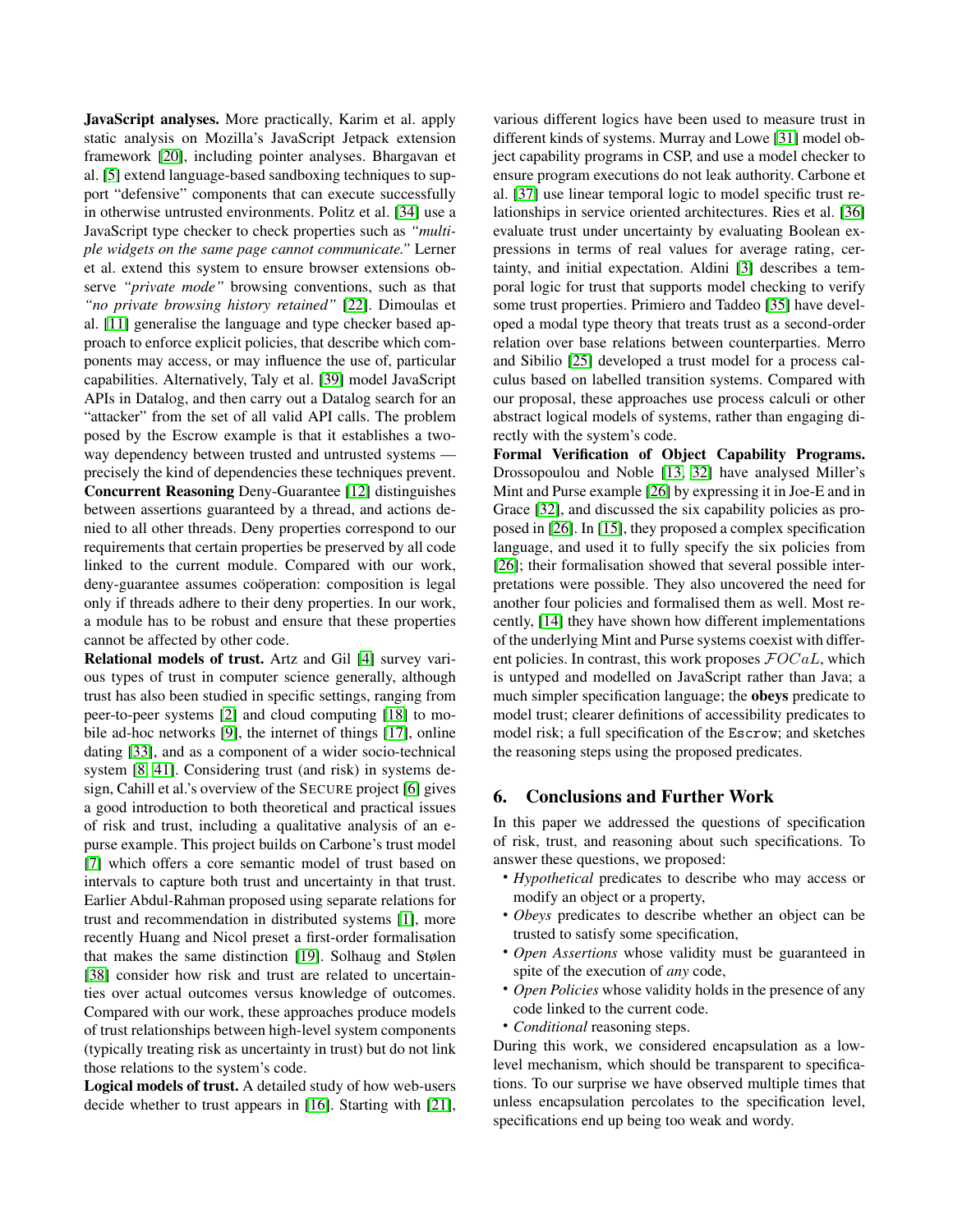**JavaScript analyses.** More practically, Karim et al. apply static analysis on Mozilla's JavaScript Jetpack extension framework [20], including pointer analyses. Bhargavan et al. [5] extend language-based sandboxing techniques to support "defensive" components that can execute successfully in otherwise untrusted environments. Politz et al. [34] use a JavaScript type checker to check properties such as *"multiple widgets on the same page cannot communicate."* Lerner et al. extend this system to ensure browser extensions observe *"private mode"* browsing conventions, such as that *"no private browsing history retained"* [22]. Dimoulas et al. [11] generalise the language and type checker based approach to enforce explicit policies, that describe which components may access, or may influence the use of, particular capabilities. Alternatively, Taly et al. [39] model JavaScript APIs in Datalog, and then carry out a Datalog search for an "attacker" from the set of all valid API calls. The problem posed by the Escrow example is that it establishes a two-way dependency between trusted and untrusted systems — precisely the kind of dependencies these techniques prevent.

**Concurrent Reasoning** Deny-Guarantee [12] distinguishes between assertions guaranteed by a thread, and actions denied to all other threads. Deny properties correspond to our requirements that certain properties be preserved by all code linked to the current module. Compared with our work, deny-guarantee assumes coöperation: composition is legal only if threads adhere to their deny properties. In our work, a module has to be robust and ensure that these properties cannot be affected by other code.

**Relational models of trust.** Artz and Gil [4] survey various types of trust in computer science generally, although trust has also been studied in specific settings, ranging from peer-to-peer systems [2] and cloud computing [18] to mobile ad-hoc networks [9], the internet of things [17], online dating [33], and as a component of a wider socio-technical system [8, 41]. Considering trust (and risk) in systems design, Cahill et al.'s overview of the SECURE project [6] gives a good introduction to both theoretical and practical issues of risk and trust, including a qualitative analysis of an e-purse example. This project builds on Carbone's trust model [7] which offers a core semantic model of trust based on intervals to capture both trust and uncertainty in that trust. Earlier Abdul-Rahman proposed using separate relations for trust and recommendation in distributed systems [1], more recently Huang and Nicol preset a first-order formalisation that makes the same distinction [19]. Solhaug and Stølen [38] consider how risk and trust are related to uncertainties over actual outcomes versus knowledge of outcomes. Compared with our work, these approaches produce models of trust relationships between high-level system components (typically treating risk as uncertainty in trust) but do not link those relations to the system's code.

**Logical models of trust.** A detailed study of how web-users decide whether to trust appears in [16]. Starting with [21], various different logics have been used to measure trust in different kinds of systems. Murray and Lowe [31] model object capability programs in CSP, and use a model checker to ensure program executions do not leak authority. Carbone et al. [37] use linear temporal logic to model specific trust relationships in service oriented architectures. Ries et al. [36] evaluate trust under uncertainty by evaluating Boolean expressions in terms of real values for average rating, certainty, and initial expectation. Aldini [3] describes a temporal logic for trust that supports model checking to verify some trust properties. Primiero and Taddeo [35] have developed a modal type theory that treats trust as a second-order relation over base relations between counterparties. Merro and Sibilio [25] developed a trust model for a process calculus based on labelled transition systems. Compared with our proposal, these approaches use process calculi or other abstract logical models of systems, rather than engaging directly with the system's code.

**Formal Verification of Object Capability Programs.** Drossopoulou and Noble [13, 32] have analysed Miller's Mint and Purse example [26] by expressing it in Joe-E and in Grace [32], and discussed the six capability policies as proposed in [26]. In [15], they proposed a complex specification language, and used it to fully specify the six policies from [26]; their formalisation showed that several possible interpretations were possible. They also uncovered the need for another four policies and formalised them as well. Most recently, [14] they have shown how different implementations of the underlying Mint and Purse systems coexist with different policies. In contrast, this work proposes $\mathcal{F}OCaL$, which is untyped and modelled on JavaScript rather than Java; a much simpler specification language; the **obeys** predicate to model trust; clearer definitions of accessibility predicates to model risk; a full specification of the `Escrow`; and sketches the reasoning steps using the proposed predicates.

## 6. Conclusions and Further Work

In this paper we addressed the questions of specification of risk, trust, and reasoning about such specifications. To answer these questions, we proposed:

- *Hypothetical* predicates to describe who may access or modify an object or a property,
- *Obeys* predicates to describe whether an object can be trusted to satisfy some specification,
- *Open Assertions* whose validity must be guaranteed in spite of the execution of *any* code,
- *Open Policies* whose validity holds in the presence of any code linked to the current code.
- *Conditional* reasoning steps.

During this work, we considered encapsulation as a low-level mechanism, which should be transparent to specifications. To our surprise we have observed multiple times that unless encapsulation percolates to the specification level, specifications end up being too weak and wordy.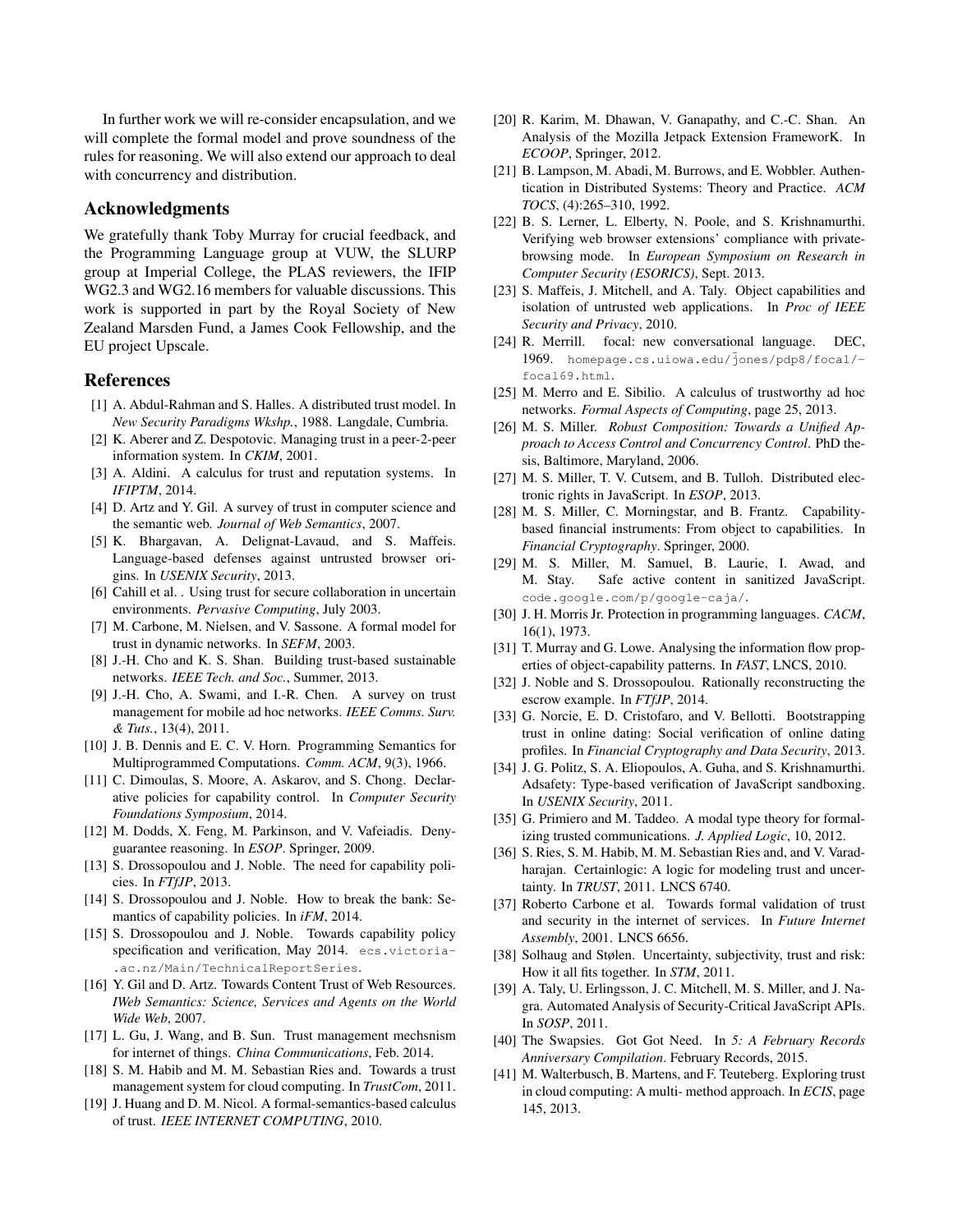In further work we will re-consider encapsulation, and we will complete the formal model and prove soundness of the rules for reasoning. We will also extend our approach to deal with concurrency and distribution.

## Acknowledgments

We gratefully thank Toby Murray for crucial feedback, and the Programming Language group at VUW, the SLURP group at Imperial College, the PLAS reviewers, the IFIP WG2.3 and WG2.16 members for valuable discussions. This work is supported in part by the Royal Society of New Zealand Marsden Fund, a James Cook Fellowship, and the EU project Upscale.

## References

[1] A. Abdul-Rahman and S. Halles. A distributed trust model. In *New Security Paradigms Wkshp.*, 1988. Langdale, Cumbria.

[2] K. Aberer and Z. Despotovic. Managing trust in a peer-2-peer information system. In *CKIM*, 2001.

[3] A. Aldini. A calculus for trust and reputation systems. In *IFIPTM*, 2014.

[4] D. Artz and Y. Gil. A survey of trust in computer science and the semantic web. *Journal of Web Semantics*, 2007.

[5] K. Bhargavan, A. Delignat-Lavaud, and S. Maffeis. Language-based defenses against untrusted browser origins. In *USENIX Security*, 2013.

[6] Cahill et al. . Using trust for secure collaboration in uncertain environments. *Pervasive Computing*, July 2003.

[7] M. Carbone, M. Nielsen, and V. Sassone. A formal model for trust in dynamic networks. In *SEFM*, 2003.

[8] J.-H. Cho and K. S. Shan. Building trust-based sustainable networks. *IEEE Tech. and Soc.*, Summer, 2013.

[9] J.-H. Cho, A. Swami, and I.-R. Chen. A survey on trust management for mobile ad hoc networks. *IEEE Comms. Surv. & Tuts.*, 13(4), 2011.

[10] J. B. Dennis and E. C. V. Horn. Programming Semantics for Multiprogrammed Computations. *Comm. ACM*, 9(3), 1966.

[11] C. Dimoulas, S. Moore, A. Askarov, and S. Chong. Declarative policies for capability control. In *Computer Security Foundations Symposium*, 2014.

[12] M. Dodds, X. Feng, M. Parkinson, and V. Vafeiadis. Deny-guarantee reasoning. In *ESOP*. Springer, 2009.

[13] S. Drossopoulou and J. Noble. The need for capability policies. In *FTfJP*, 2013.

[14] S. Drossopoulou and J. Noble. How to break the bank: Semantics of capability policies. In *iFM*, 2014.

[15] S. Drossopoulou and J. Noble. Towards capability policy specification and verification, May 2014. `ecs.victoria-.ac.nz/Main/TechnicalReportSeries`.

[16] Y. Gil and D. Artz. Towards Content Trust of Web Resources. *IWeb Semantics: Science, Services and Agents on the World Wide Web*, 2007.

[17] L. Gu, J. Wang, and B. Sun. Trust management mechsnism for internet of things. *China Communications*, Feb. 2014.

[18] S. M. Habib and M. M. Sebastian Ries and. Towards a trust management system for cloud computing. In *TrustCom*, 2011.

[19] J. Huang and D. M. Nicol. A formal-semantics-based calculus of trust. *IEEE INTERNET COMPUTING*, 2010.

[20] R. Karim, M. Dhawan, V. Ganapathy, and C.-C. Shan. An Analysis of the Mozilla Jetpack Extension FrameworK. In *ECOOP*, Springer, 2012.

[21] B. Lampson, M. Abadi, M. Burrows, and E. Wobbler. Authentication in Distributed Systems: Theory and Practice. *ACM TOCS*, (4):265–310, 1992.

[22] B. S. Lerner, L. Elberty, N. Poole, and S. Krishnamurthi. Verifying web browser extensions' compliance with private-browsing mode. In *European Symposium on Research in Computer Security (ESORICS)*, Sept. 2013.

[23] S. Maffeis, J. Mitchell, and A. Taly. Object capabilities and isolation of untrusted web applications. In *Proc of IEEE Security and Privacy*, 2010.

[24] R. Merrill. focal: new conversational language. DEC, 1969. `homepage.cs.uiowa.edu/~jones/pdp8/focal/-focal69.html`.

[25] M. Merro and E. Sibilio. A calculus of trustworthy ad hoc networks. *Formal Aspects of Computing*, page 25, 2013.

[26] M. S. Miller. *Robust Composition: Towards a Unified Approach to Access Control and Concurrency Control*. PhD thesis, Baltimore, Maryland, 2006.

[27] M. S. Miller, T. V. Cutsem, and B. Tulloh. Distributed electronic rights in JavaScript. In *ESOP*, 2013.

[28] M. S. Miller, C. Morningstar, and B. Frantz. Capability-based financial instruments: From object to capabilities. In *Financial Cryptography*. Springer, 2000.

[29] M. S. Miller, M. Samuel, B. Laurie, I. Awad, and M. Stay. Safe active content in sanitized JavaScript. `code.google.com/p/google-caja/`.

[30] J. H. Morris Jr. Protection in programming languages. *CACM*, 16(1), 1973.

[31] T. Murray and G. Lowe. Analysing the information flow properties of object-capability patterns. In *FAST*, LNCS, 2010.

[32] J. Noble and S. Drossopoulou. Rationally reconstructing the escrow example. In *FTfJP*, 2014.

[33] G. Norcie, E. D. Cristofaro, and V. Bellotti. Bootstrapping trust in online dating: Social verification of online dating profiles. In *Financial Cryptography and Data Security*, 2013.

[34] J. G. Politz, S. A. Eliopoulos, A. Guha, and S. Krishnamurthi. Adsafety: Type-based verification of JavaScript sandboxing. In *USENIX Security*, 2011.

[35] G. Primiero and M. Taddeo. A modal type theory for formalizing trusted communications. *J. Applied Logic*, 10, 2012.

[36] S. Ries, S. M. Habib, M. M. Sebastian Ries and, and V. Varadharajan. Certainlogic: A logic for modeling trust and uncertainty. In *TRUST*, 2011. LNCS 6740.

[37] Roberto Carbone et al. Towards formal validation of trust and security in the internet of services. In *Future Internet Assembly*, 2001. LNCS 6656.

[38] Solhaug and Stølen. Uncertainty, subjectivity, trust and risk: How it all fits together. In *STM*, 2011.

[39] A. Taly, U. Erlingsson, J. C. Mitchell, M. S. Miller, and J. Nagra. Automated Analysis of Security-Critical JavaScript APIs. In *SOSP*, 2011.

[40] The Swapsies. Got Got Need. In *5: A February Records Anniversary Compilation*. February Records, 2015.

[41] M. Walterbusch, B. Martens, and F. Teuteberg. Exploring trust in cloud computing: A multi- method approach. In *ECIS*, page 145, 2013.